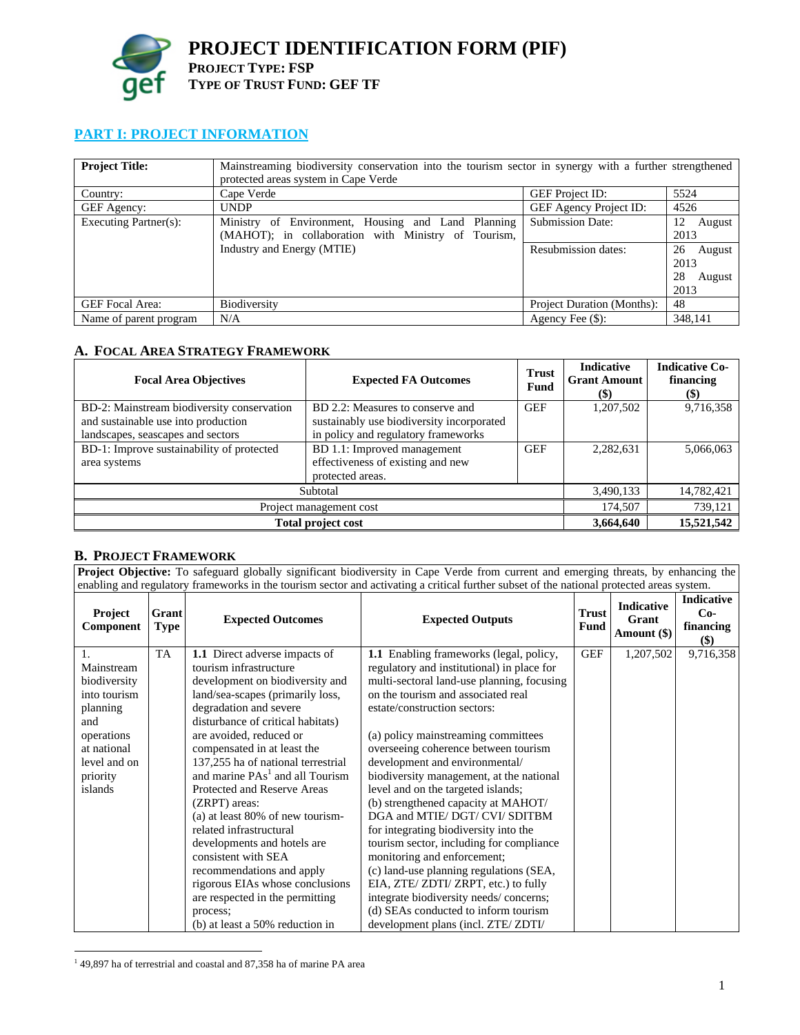# PROJECT IDENTIFICATION FORM (PIF)

**PROJECT TYPE: FSP**

**TYPE OF TRUST FUND: GEF TF**

## PART I: PROJECT INFORMATION

| **Project Title:** | Mainstreaming biodiversity conservation into the tourism sector in synergy with a further strengthened protected areas system in Cape Verde | | |
|---|---|---|---|
| Country: | Cape Verde | GEF Project ID: | 5524 |
| GEF Agency: | UNDP | GEF Agency Project ID: | 4526 |
| Executing Partner(s): | Ministry of Environment, Housing and Land Planning (MAHOT); in collaboration with Ministry of Tourism, Industry and Energy (MTIE) | Submission Date: | 12 August 2013 |
| | | Resubmission dates: | 26 August 2013<br>28 August 2013 |
| GEF Focal Area: | Biodiversity | Project Duration (Months): | 48 |
| Name of parent program | N/A | Agency Fee ($): | 348,141 |

### A. Focal Area Strategy Framework

| Focal Area Objectives | Expected FA Outcomes | Trust Fund | Indicative Grant Amount ($) | Indicative Co-financing ($) |
|---|---|---|---|---|
| BD-2: Mainstream biodiversity conservation and sustainable use into production landscapes, seascapes and sectors | BD 2.2: Measures to conserve and sustainably use biodiversity incorporated in policy and regulatory frameworks | GEF | 1,207,502 | 9,716,358 |
| BD-1: Improve sustainability of protected area systems | BD 1.1: Improved management effectiveness of existing and new protected areas. | GEF | 2,282,631 | 5,066,063 |
| Subtotal | | | 3,490,133 | 14,782,421 |
| Project management cost | | | 174,507 | 739,121 |
| **Total project cost** | | | **3,664,640** | **15,521,542** |

### B. Project Framework

**Project Objective:** To safeguard globally significant biodiversity in Cape Verde from current and emerging threats, by enhancing the enabling and regulatory frameworks in the tourism sector and activating a critical further subset of the national protected areas system.

| Project Component | Grant Type | Expected Outcomes | Expected Outputs | Trust Fund | Indicative Grant Amount ($) | Indicative Co-financing ($) |
|---|---|---|---|---|---|---|
| 1. Mainstream biodiversity into tourism planning and operations at national level and on priority islands | TA | **1.1** Direct adverse impacts of tourism infrastructure development on biodiversity and land/sea-scapes (primarily loss, degradation and severe disturbance of critical habitats) are avoided, reduced or compensated in at least the 137,255 ha of national terrestrial and marine PAs[1] and all Tourism Protected and Reserve Areas (ZRPT) areas:<br>(a) at least 80% of new tourism-related infrastructural developments and hotels are consistent with SEA recommendations and apply rigorous EIAs whose conclusions are respected in the permitting process;<br>(b) at least a 50% reduction in | **1.1** Enabling frameworks (legal, policy, regulatory and institutional) in place for multi-sectoral land-use planning, focusing on the tourism and associated real estate/construction sectors:<br><br>(a) policy mainstreaming committees overseeing coherence between tourism development and environmental/ biodiversity management, at the national level and on the targeted islands;<br>(b) strengthened capacity at MAHOT/ DGA and MTIE/ DGT/ CVI/ SDITBM for integrating biodiversity into the tourism sector, including for compliance monitoring and enforcement;<br>(c) land-use planning regulations (SEA, EIA, ZTE/ ZDTI/ ZRPT, etc.) to fully integrate biodiversity needs/ concerns;<br>(d) SEAs conducted to inform tourism development plans (incl. ZTE/ ZDTI/ | GEF | 1,207,502 | 9,716,358 |

[1] 49,897 ha of terrestrial and coastal and 87,358 ha of marine PA area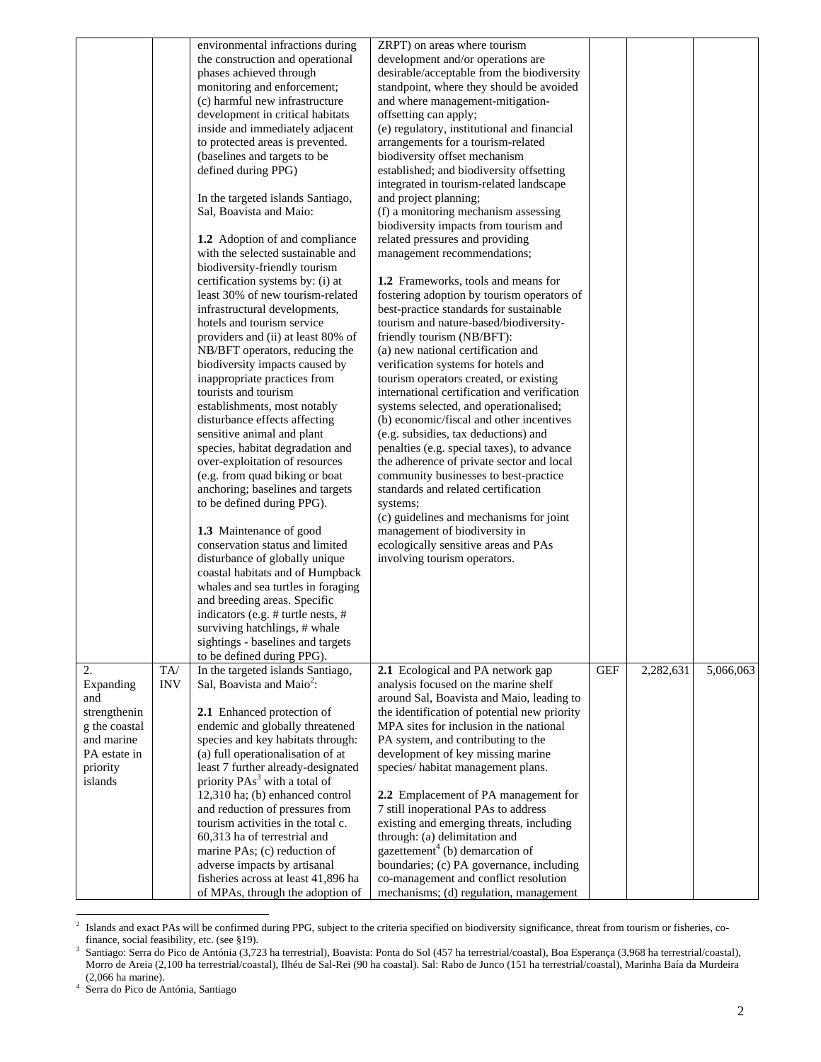| | | | | | | |
|---|---|---|---|---|---|---|
| | | environmental infractions during the construction and operational phases achieved through monitoring and enforcement;<br>(c) harmful new infrastructure development in critical habitats inside and immediately adjacent to protected areas is prevented. (baselines and targets to be defined during PPG)<br><br>In the targeted islands Santiago, Sal, Boavista and Maio:<br><br>**1.2** Adoption of and compliance with the selected sustainable and biodiversity-friendly tourism certification systems by: (i) at least 30% of new tourism-related infrastructural developments, hotels and tourism service providers and (ii) at least 80% of NB/BFT operators, reducing the biodiversity impacts caused by inappropriate practices from tourists and tourism establishments, most notably disturbance effects affecting sensitive animal and plant species, habitat degradation and over-exploitation of resources (e.g. from quad biking or boat anchoring; baselines and targets to be defined during PPG).<br><br>**1.3** Maintenance of good conservation status and limited disturbance of globally unique coastal habitats and of Humpback whales and sea turtles in foraging and breeding areas. Specific indicators (e.g. # turtle nests, # surviving hatchlings, # whale sightings - baselines and targets to be defined during PPG). | ZRPT) on areas where tourism development and/or operations are desirable/acceptable from the biodiversity standpoint, where they should be avoided and where management-mitigation-offsetting can apply;<br>(e) regulatory, institutional and financial arrangements for a tourism-related biodiversity offset mechanism established; and biodiversity offsetting integrated in tourism-related landscape and project planning;<br>(f) a monitoring mechanism assessing biodiversity impacts from tourism and related pressures and providing management recommendations;<br><br>**1.2** Frameworks, tools and means for fostering adoption by tourism operators of best-practice standards for sustainable tourism and nature-based/biodiversity-friendly tourism (NB/BFT):<br>(a) new national certification and verification systems for hotels and tourism operators created, or existing international certification and verification systems selected, and operationalised;<br>(b) economic/fiscal and other incentives (e.g. subsidies, tax deductions) and penalties (e.g. special taxes), to advance the adherence of private sector and local community businesses to best-practice standards and related certification systems;<br>(c) guidelines and mechanisms for joint management of biodiversity in ecologically sensitive areas and PAs involving tourism operators. | | | |
| 2. Expanding and strengthening the coastal and marine PA estate in priority islands | TA/ INV | In the targeted islands Santiago, Sal, Boavista and Maio[2]:<br><br>**2.1** Enhanced protection of endemic and globally threatened species and key habitats through: (a) full operationalisation of at least 7 further already-designated priority PAs[3] with a total of 12,310 ha; (b) enhanced control and reduction of pressures from tourism activities in the total c. 60,313 ha of terrestrial and marine PAs; (c) reduction of adverse impacts by artisanal fisheries across at least 41,896 ha of MPAs, through the adoption of | **2.1** Ecological and PA network gap analysis focused on the marine shelf around Sal, Boavista and Maio, leading to the identification of potential new priority MPA sites for inclusion in the national PA system, and contributing to the development of key missing marine species/ habitat management plans.<br><br>**2.2** Emplacement of PA management for 7 still inoperational PAs to address existing and emerging threats, including through: (a) delimitation and gazettement[4] (b) demarcation of boundaries; (c) PA governance, including co-management and conflict resolution mechanisms; (d) regulation, management | GEF | 2,282,631 | 5,066,063 |

[2] Islands and exact PAs will be confirmed during PPG, subject to the criteria specified on biodiversity significance, threat from tourism or fisheries, co-finance, social feasibility, etc. (see §19).

[3] Santiago: Serra do Pico de Antónia (3,723 ha terrestrial), Boavista: Ponta do Sol (457 ha terrestrial/coastal), Boa Esperança (3,968 ha terrestrial/coastal), Morro de Areia (2,100 ha terrestrial/coastal), Ilhéu de Sal-Rei (90 ha coastal). Sal: Rabo de Junco (151 ha terrestrial/coastal), Marinha Baía da Murdeira (2,066 ha marine).

[4] Serra do Pico de Antónia, Santiago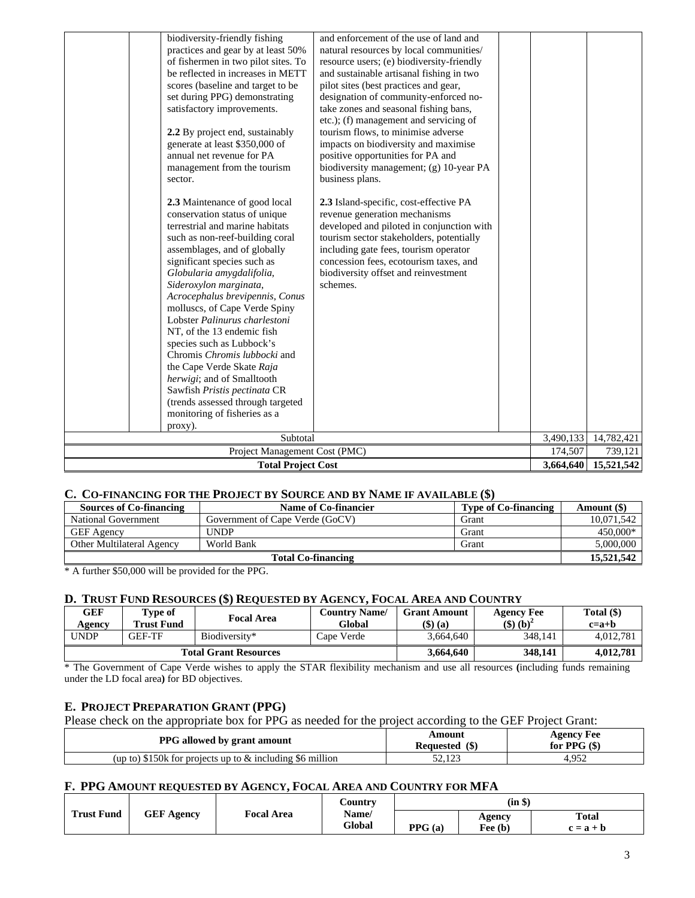| | | | | | | |
|---|---|---|---|---|---|---|
| | | biodiversity-friendly fishing practices and gear by at least 50% of fishermen in two pilot sites. To be reflected in increases in METT scores (baseline and target to be set during PPG) demonstrating satisfactory improvements.<br><br>**2.2** By project end, sustainably generate at least $350,000 of annual net revenue for PA management from the tourism sector.<br><br>**2.3** Maintenance of good local conservation status of unique terrestrial and marine habitats such as non-reef-building coral assemblages, and of globally significant species such as *Globularia amygdalifolia*, *Sideroxylon marginata*, *Acrocephalus brevipennis*, *Conus* molluscs, of Cape Verde Spiny Lobster *Palinurus charlestoni* NT, of the 13 endemic fish species such as Lubbock's Chromis *Chromis lubbocki* and the Cape Verde Skate *Raja herwigi*; and of Smalltooth Sawfish *Pristis pectinata* CR (trends assessed through targeted monitoring of fisheries as a proxy). | and enforcement of the use of land and natural resources by local communities/ resource users; (e) biodiversity-friendly and sustainable artisanal fishing in two pilot sites (best practices and gear, designation of community-enforced no-take zones and seasonal fishing bans, etc.); (f) management and servicing of tourism flows, to minimise adverse impacts on biodiversity and maximise positive opportunities for PA and biodiversity management; (g) 10-year PA business plans.<br><br>**2.3** Island-specific, cost-effective PA revenue generation mechanisms developed and piloted in conjunction with tourism sector stakeholders, potentially including gate fees, tourism operator concession fees, ecotourism taxes, and biodiversity offset and reinvestment schemes. | | | |
| Subtotal | | | | | 3,490,133 | 14,782,421 |
| Project Management Cost (PMC) | | | | | 174,507 | 739,121 |
| **Total Project Cost** | | | | | **3,664,640** | **15,521,542** |

## C. Co-financing for the Project by Source and by Name if available ($)

| Sources of Co-financing | Name of Co-financier | Type of Co-financing | Amount ($) |
|---|---|---|---|
| National Government | Government of Cape Verde (GoCV) | Grant | 10,071,542 |
| GEF Agency | UNDP | Grant | 450,000* |
| Other Multilateral Agency | World Bank | Grant | 5,000,000 |
| **Total Co-financing** | | | **15,521,542** |

* A further $50,000 will be provided for the PPG.

## D. Trust Fund Resources ($) Requested by Agency, Focal Area and Country

| GEF Agency | Type of Trust Fund | Focal Area | Country Name/ Global | Grant Amount ($) (a) | Agency Fee ($) (b)[2] | Total ($) c=a+b |
|---|---|---|---|---|---|---|
| UNDP | GEF-TF | Biodiversity* | Cape Verde | 3,664,640 | 348,141 | 4,012,781 |
| **Total Grant Resources** | | | | **3,664,640** | **348,141** | **4,012,781** |

* The Government of Cape Verde wishes to apply the STAR flexibility mechanism and use all resources **(**including funds remaining under the LD focal area**)** for BD objectives.

## E. Project Preparation Grant (PPG)

Please check on the appropriate box for PPG as needed for the project according to the GEF Project Grant:

| PPG allowed by grant amount | Amount Requested ($) | Agency Fee for PPG ($) |
|---|---|---|
| (up to) $150k for projects up to & including $6 million | 52,123 | 4,952 |

## F. PPG Amount requested by Agency, Focal Area and Country for MFA

| Trust Fund | GEF Agency | Focal Area | Country Name/ Global | (in $) | | |
|---|---|---|---|---|---|---|
| | | | | PPG (a) | Agency Fee (b) | Total c = a + b |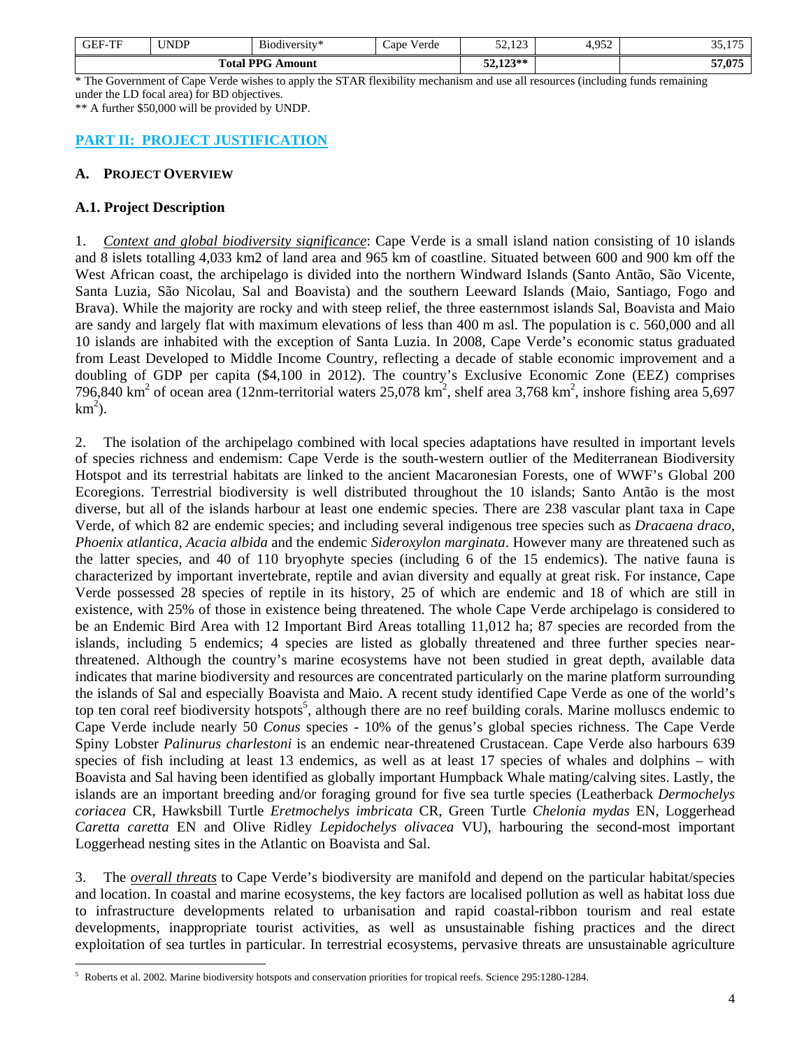| GEF-TF | UNDP | Biodiversity* | Cape Verde | 52,123 | 4,952 | 35,175 |
|---|---|---|---|---|---|---|
| Total PPG Amount | | | | 52,123** | | 57,075 |

\* The Government of Cape Verde wishes to apply the STAR flexibility mechanism and use all resources (including funds remaining under the LD focal area) for BD objectives.

\*\* A further $50,000 will be provided by UNDP.

## PART II: PROJECT JUSTIFICATION

### A. PROJECT OVERVIEW

### A.1. Project Description

1. *Context and global biodiversity significance*: Cape Verde is a small island nation consisting of 10 islands and 8 islets totalling 4,033 km2 of land area and 965 km of coastline. Situated between 600 and 900 km off the West African coast, the archipelago is divided into the northern Windward Islands (Santo Antão, São Vicente, Santa Luzia, São Nicolau, Sal and Boavista) and the southern Leeward Islands (Maio, Santiago, Fogo and Brava). While the majority are rocky and with steep relief, the three easternmost islands Sal, Boavista and Maio are sandy and largely flat with maximum elevations of less than 400 m asl. The population is c. 560,000 and all 10 islands are inhabited with the exception of Santa Luzia. In 2008, Cape Verde's economic status graduated from Least Developed to Middle Income Country, reflecting a decade of stable economic improvement and a doubling of GDP per capita ($4,100 in 2012). The country's Exclusive Economic Zone (EEZ) comprises 796,840 $km^2$ of ocean area (12nm-territorial waters 25,078 $km^2$, shelf area 3,768 $km^2$, inshore fishing area 5,697 $km^2$).

2. The isolation of the archipelago combined with local species adaptations have resulted in important levels of species richness and endemism: Cape Verde is the south-western outlier of the Mediterranean Biodiversity Hotspot and its terrestrial habitats are linked to the ancient Macaronesian Forests, one of WWF's Global 200 Ecoregions. Terrestrial biodiversity is well distributed throughout the 10 islands; Santo Antão is the most diverse, but all of the islands harbour at least one endemic species. There are 238 vascular plant taxa in Cape Verde, of which 82 are endemic species; and including several indigenous tree species such as *Dracaena draco*, *Phoenix atlantica*, *Acacia albida* and the endemic *Sideroxylon marginata*. However many are threatened such as the latter species, and 40 of 110 bryophyte species (including 6 of the 15 endemics). The native fauna is characterized by important invertebrate, reptile and avian diversity and equally at great risk. For instance, Cape Verde possessed 28 species of reptile in its history, 25 of which are endemic and 18 of which are still in existence, with 25% of those in existence being threatened. The whole Cape Verde archipelago is considered to be an Endemic Bird Area with 12 Important Bird Areas totalling 11,012 ha; 87 species are recorded from the islands, including 5 endemics; 4 species are listed as globally threatened and three further species near-threatened. Although the country's marine ecosystems have not been studied in great depth, available data indicates that marine biodiversity and resources are concentrated particularly on the marine platform surrounding the islands of Sal and especially Boavista and Maio. A recent study identified Cape Verde as one of the world's top ten coral reef biodiversity hotspots[5], although there are no reef building corals. Marine molluscs endemic to Cape Verde include nearly 50 *Conus* species - 10% of the genus's global species richness. The Cape Verde Spiny Lobster *Palinurus charlestoni* is an endemic near-threatened Crustacean. Cape Verde also harbours 639 species of fish including at least 13 endemics, as well as at least 17 species of whales and dolphins – with Boavista and Sal having been identified as globally important Humpback Whale mating/calving sites. Lastly, the islands are an important breeding and/or foraging ground for five sea turtle species (Leatherback *Dermochelys coriacea* CR, Hawksbill Turtle *Eretmochelys imbricata* CR, Green Turtle *Chelonia mydas* EN, Loggerhead *Caretta caretta* EN and Olive Ridley *Lepidochelys olivacea* VU), harbouring the second-most important Loggerhead nesting sites in the Atlantic on Boavista and Sal.

3. The *overall threats* to Cape Verde's biodiversity are manifold and depend on the particular habitat/species and location. In coastal and marine ecosystems, the key factors are localised pollution as well as habitat loss due to infrastructure developments related to urbanisation and rapid coastal-ribbon tourism and real estate developments, inappropriate tourist activities, as well as unsustainable fishing practices and the direct exploitation of sea turtles in particular. In terrestrial ecosystems, pervasive threats are unsustainable agriculture

[5] Roberts et al. 2002. Marine biodiversity hotspots and conservation priorities for tropical reefs. Science 295:1280-1284.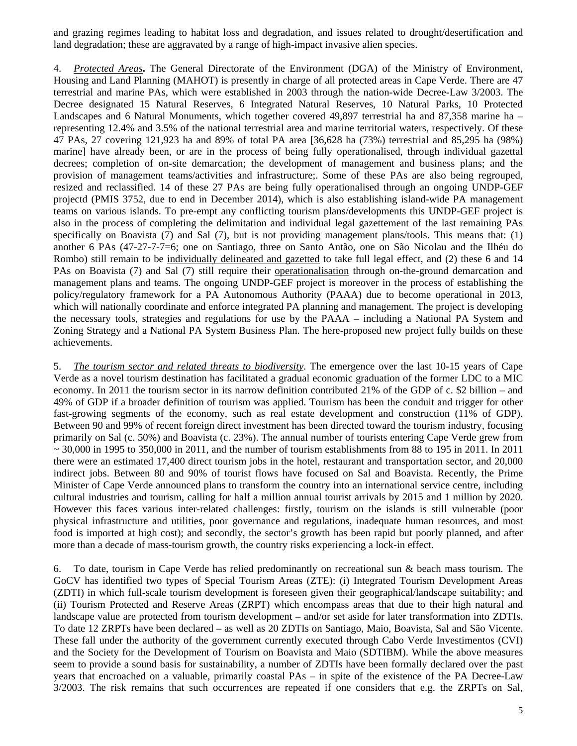and grazing regimes leading to habitat loss and degradation, and issues related to drought/desertification and land degradation; these are aggravated by a range of high-impact invasive alien species.

4. ***Protected Areas*.** The General Directorate of the Environment (DGA) of the Ministry of Environment, Housing and Land Planning (MAHOT) is presently in charge of all protected areas in Cape Verde. There are 47 terrestrial and marine PAs, which were established in 2003 through the nation-wide Decree-Law 3/2003. The Decree designated 15 Natural Reserves, 6 Integrated Natural Reserves, 10 Natural Parks, 10 Protected Landscapes and 6 Natural Monuments, which together covered 49,897 terrestrial ha and 87,358 marine ha – representing 12.4% and 3.5% of the national terrestrial area and marine territorial waters, respectively. Of these 47 PAs, 27 covering 121,923 ha and 89% of total PA area [36,628 ha (73%) terrestrial and 85,295 ha (98%) marine] have already been, or are in the process of being fully operationalised, through individual gazettal decrees; completion of on-site demarcation; the development of management and business plans; and the provision of management teams/activities and infrastructure;. Some of these PAs are also being regrouped, resized and reclassified. 14 of these 27 PAs are being fully operationalised through an ongoing UNDP-GEF projectd (PMIS 3752, due to end in December 2014), which is also establishing island-wide PA management teams on various islands. To pre-empt any conflicting tourism plans/developments this UNDP-GEF project is also in the process of completing the delimitation and individual legal gazettement of the last remaining PAs specifically on Boavista (7) and Sal (7), but is not providing management plans/tools. This means that: (1) another 6 PAs (47-27-7-7=6; one on Santiago, three on Santo Antão, one on São Nicolau and the Ilhéu do Rombo) still remain to be individually delineated and gazetted to take full legal effect, and (2) these 6 and 14 PAs on Boavista (7) and Sal (7) still require their operationalisation through on-the-ground demarcation and management plans and teams. The ongoing UNDP-GEF project is moreover in the process of establishing the policy/regulatory framework for a PA Autonomous Authority (PAAA) due to become operational in 2013, which will nationally coordinate and enforce integrated PA planning and management. The project is developing the necessary tools, strategies and regulations for use by the PAAA – including a National PA System and Zoning Strategy and a National PA System Business Plan. The here-proposed new project fully builds on these achievements.

5. *The tourism sector and related threats to biodiversity*. The emergence over the last 10-15 years of Cape Verde as a novel tourism destination has facilitated a gradual economic graduation of the former LDC to a MIC economy. In 2011 the tourism sector in its narrow definition contributed 21% of the GDP of c. $2 billion – and 49% of GDP if a broader definition of tourism was applied. Tourism has been the conduit and trigger for other fast-growing segments of the economy, such as real estate development and construction (11% of GDP). Between 90 and 99% of recent foreign direct investment has been directed toward the tourism industry, focusing primarily on Sal (c. 50%) and Boavista (c. 23%). The annual number of tourists entering Cape Verde grew from ~ 30,000 in 1995 to 350,000 in 2011, and the number of tourism establishments from 88 to 195 in 2011. In 2011 there were an estimated 17,400 direct tourism jobs in the hotel, restaurant and transportation sector, and 20,000 indirect jobs. Between 80 and 90% of tourist flows have focused on Sal and Boavista. Recently, the Prime Minister of Cape Verde announced plans to transform the country into an international service centre, including cultural industries and tourism, calling for half a million annual tourist arrivals by 2015 and 1 million by 2020. However this faces various inter-related challenges: firstly, tourism on the islands is still vulnerable (poor physical infrastructure and utilities, poor governance and regulations, inadequate human resources, and most food is imported at high cost); and secondly, the sector's growth has been rapid but poorly planned, and after more than a decade of mass-tourism growth, the country risks experiencing a lock-in effect.

6. To date, tourism in Cape Verde has relied predominantly on recreational sun & beach mass tourism. The GoCV has identified two types of Special Tourism Areas (ZTE): (i) Integrated Tourism Development Areas (ZDTI) in which full-scale tourism development is foreseen given their geographical/landscape suitability; and (ii) Tourism Protected and Reserve Areas (ZRPT) which encompass areas that due to their high natural and landscape value are protected from tourism development – and/or set aside for later transformation into ZDTIs. To date 12 ZRPTs have been declared – as well as 20 ZDTIs on Santiago, Maio, Boavista, Sal and São Vicente. These fall under the authority of the government currently executed through Cabo Verde Investimentos (CVI) and the Society for the Development of Tourism on Boavista and Maio (SDTIBM). While the above measures seem to provide a sound basis for sustainability, a number of ZDTIs have been formally declared over the past years that encroached on a valuable, primarily coastal PAs – in spite of the existence of the PA Decree-Law 3/2003. The risk remains that such occurrences are repeated if one considers that e.g. the ZRPTs on Sal,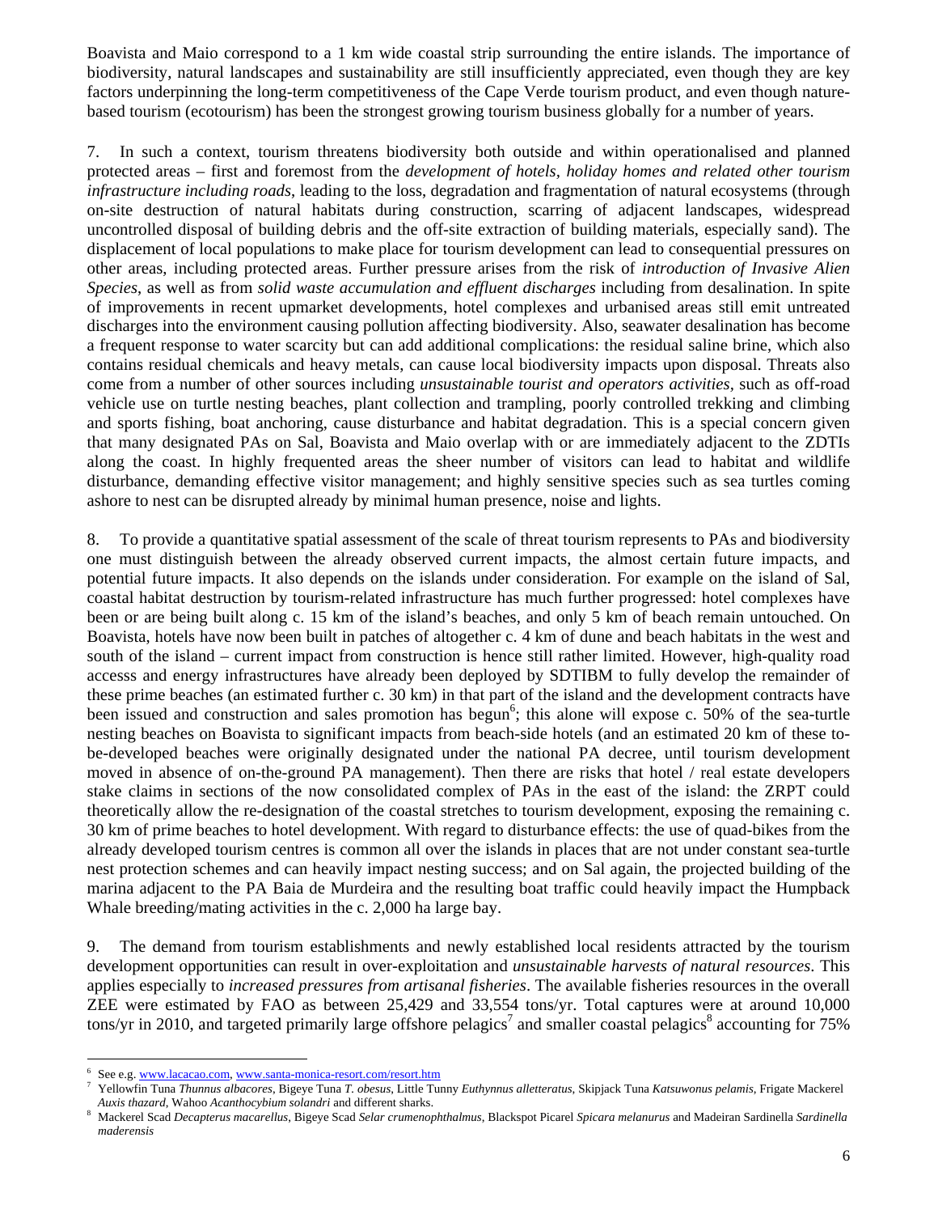Boavista and Maio correspond to a 1 km wide coastal strip surrounding the entire islands. The importance of biodiversity, natural landscapes and sustainability are still insufficiently appreciated, even though they are key factors underpinning the long-term competitiveness of the Cape Verde tourism product, and even though nature-based tourism (ecotourism) has been the strongest growing tourism business globally for a number of years.

7. In such a context, tourism threatens biodiversity both outside and within operationalised and planned protected areas – first and foremost from the *development of hotels, holiday homes and related other tourism infrastructure including roads*, leading to the loss, degradation and fragmentation of natural ecosystems (through on-site destruction of natural habitats during construction, scarring of adjacent landscapes, widespread uncontrolled disposal of building debris and the off-site extraction of building materials, especially sand). The displacement of local populations to make place for tourism development can lead to consequential pressures on other areas, including protected areas. Further pressure arises from the risk of *introduction of Invasive Alien Species*, as well as from *solid waste accumulation and effluent discharges* including from desalination. In spite of improvements in recent upmarket developments, hotel complexes and urbanised areas still emit untreated discharges into the environment causing pollution affecting biodiversity. Also, seawater desalination has become a frequent response to water scarcity but can add additional complications: the residual saline brine, which also contains residual chemicals and heavy metals, can cause local biodiversity impacts upon disposal. Threats also come from a number of other sources including *unsustainable tourist and operators activities*, such as off-road vehicle use on turtle nesting beaches, plant collection and trampling, poorly controlled trekking and climbing and sports fishing, boat anchoring, cause disturbance and habitat degradation. This is a special concern given that many designated PAs on Sal, Boavista and Maio overlap with or are immediately adjacent to the ZDTIs along the coast. In highly frequented areas the sheer number of visitors can lead to habitat and wildlife disturbance, demanding effective visitor management; and highly sensitive species such as sea turtles coming ashore to nest can be disrupted already by minimal human presence, noise and lights.

8. To provide a quantitative spatial assessment of the scale of threat tourism represents to PAs and biodiversity one must distinguish between the already observed current impacts, the almost certain future impacts, and potential future impacts. It also depends on the islands under consideration. For example on the island of Sal, coastal habitat destruction by tourism-related infrastructure has much further progressed: hotel complexes have been or are being built along c. 15 km of the island's beaches, and only 5 km of beach remain untouched. On Boavista, hotels have now been built in patches of altogether c. 4 km of dune and beach habitats in the west and south of the island – current impact from construction is hence still rather limited. However, high-quality road accesss and energy infrastructures have already been deployed by SDTIBM to fully develop the remainder of these prime beaches (an estimated further c. 30 km) in that part of the island and the development contracts have been issued and construction and sales promotion has begun[6]; this alone will expose c. 50% of the sea-turtle nesting beaches on Boavista to significant impacts from beach-side hotels (and an estimated 20 km of these to-be-developed beaches were originally designated under the national PA decree, until tourism development moved in absence of on-the-ground PA management). Then there are risks that hotel / real estate developers stake claims in sections of the now consolidated complex of PAs in the east of the island: the ZRPT could theoretically allow the re-designation of the coastal stretches to tourism development, exposing the remaining c. 30 km of prime beaches to hotel development. With regard to disturbance effects: the use of quad-bikes from the already developed tourism centres is common all over the islands in places that are not under constant sea-turtle nest protection schemes and can heavily impact nesting success; and on Sal again, the projected building of the marina adjacent to the PA Baia de Murdeira and the resulting boat traffic could heavily impact the Humpback Whale breeding/mating activities in the c. 2,000 ha large bay.

9. The demand from tourism establishments and newly established local residents attracted by the tourism development opportunities can result in over-exploitation and *unsustainable harvests of natural resources*. This applies especially to *increased pressures from artisanal fisheries*. The available fisheries resources in the overall ZEE were estimated by FAO as between 25,429 and 33,554 tons/yr. Total captures were at around 10,000 tons/yr in 2010, and targeted primarily large offshore pelagics[7] and smaller coastal pelagics[8] accounting for 75%

---

[6] See e.g. www.lacacao.com, www.santa-monica-resort.com/resort.htm

[7] Yellowfin Tuna *Thunnus albacores*, Bigeye Tuna *T. obesus*, Little Tunny *Euthynnus alletteratus*, Skipjack Tuna *Katsuwonus pelamis*, Frigate Mackerel *Auxis thazard*, Wahoo *Acanthocybium solandri* and different sharks.

[8] Mackerel Scad *Decapterus macarellus*, Bigeye Scad *Selar crumenophthalmus*, Blackspot Picarel *Spicara melanurus* and Madeiran Sardinella *Sardinella maderensis*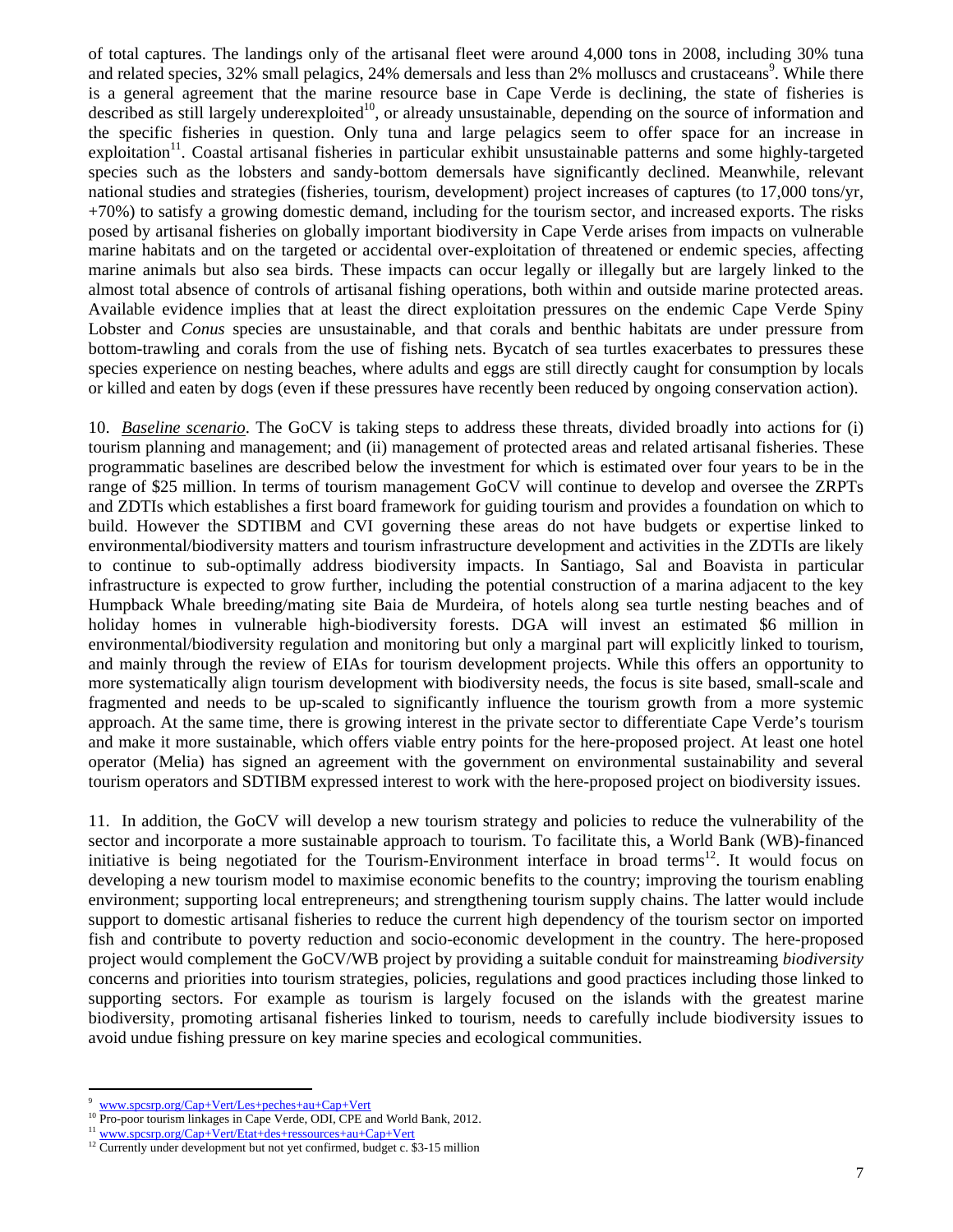of total captures. The landings only of the artisanal fleet were around 4,000 tons in 2008, including 30% tuna and related species, 32% small pelagics, 24% demersals and less than 2% molluscs and crustaceans[9]. While there is a general agreement that the marine resource base in Cape Verde is declining, the state of fisheries is described as still largely underexploited[10], or already unsustainable, depending on the source of information and the specific fisheries in question. Only tuna and large pelagics seem to offer space for an increase in exploitation[11]. Coastal artisanal fisheries in particular exhibit unsustainable patterns and some highly-targeted species such as the lobsters and sandy-bottom demersals have significantly declined. Meanwhile, relevant national studies and strategies (fisheries, tourism, development) project increases of captures (to 17,000 tons/yr, +70%) to satisfy a growing domestic demand, including for the tourism sector, and increased exports. The risks posed by artisanal fisheries on globally important biodiversity in Cape Verde arises from impacts on vulnerable marine habitats and on the targeted or accidental over-exploitation of threatened or endemic species, affecting marine animals but also sea birds. These impacts can occur legally or illegally but are largely linked to the almost total absence of controls of artisanal fishing operations, both within and outside marine protected areas. Available evidence implies that at least the direct exploitation pressures on the endemic Cape Verde Spiny Lobster and *Conus* species are unsustainable, and that corals and benthic habitats are under pressure from bottom-trawling and corals from the use of fishing nets. Bycatch of sea turtles exacerbates to pressures these species experience on nesting beaches, where adults and eggs are still directly caught for consumption by locals or killed and eaten by dogs (even if these pressures have recently been reduced by ongoing conservation action).

10. *Baseline scenario*. The GoCV is taking steps to address these threats, divided broadly into actions for (i) tourism planning and management; and (ii) management of protected areas and related artisanal fisheries. These programmatic baselines are described below the investment for which is estimated over four years to be in the range of $25 million. In terms of tourism management GoCV will continue to develop and oversee the ZRPTs and ZDTIs which establishes a first board framework for guiding tourism and provides a foundation on which to build. However the SDTIBM and CVI governing these areas do not have budgets or expertise linked to environmental/biodiversity matters and tourism infrastructure development and activities in the ZDTIs are likely to continue to sub-optimally address biodiversity impacts. In Santiago, Sal and Boavista in particular infrastructure is expected to grow further, including the potential construction of a marina adjacent to the key Humpback Whale breeding/mating site Baia de Murdeira, of hotels along sea turtle nesting beaches and of holiday homes in vulnerable high-biodiversity forests. DGA will invest an estimated $6 million in environmental/biodiversity regulation and monitoring but only a marginal part will explicitly linked to tourism, and mainly through the review of EIAs for tourism development projects. While this offers an opportunity to more systematically align tourism development with biodiversity needs, the focus is site based, small-scale and fragmented and needs to be up-scaled to significantly influence the tourism growth from a more systemic approach. At the same time, there is growing interest in the private sector to differentiate Cape Verde's tourism and make it more sustainable, which offers viable entry points for the here-proposed project. At least one hotel operator (Melia) has signed an agreement with the government on environmental sustainability and several tourism operators and SDTIBM expressed interest to work with the here-proposed project on biodiversity issues.

11. In addition, the GoCV will develop a new tourism strategy and policies to reduce the vulnerability of the sector and incorporate a more sustainable approach to tourism. To facilitate this, a World Bank (WB)-financed initiative is being negotiated for the Tourism-Environment interface in broad terms[12]. It would focus on developing a new tourism model to maximise economic benefits to the country; improving the tourism enabling environment; supporting local entrepreneurs; and strengthening tourism supply chains. The latter would include support to domestic artisanal fisheries to reduce the current high dependency of the tourism sector on imported fish and contribute to poverty reduction and socio-economic development in the country. The here-proposed project would complement the GoCV/WB project by providing a suitable conduit for mainstreaming *biodiversity* concerns and priorities into tourism strategies, policies, regulations and good practices including those linked to supporting sectors. For example as tourism is largely focused on the islands with the greatest marine biodiversity, promoting artisanal fisheries linked to tourism, needs to carefully include biodiversity issues to avoid undue fishing pressure on key marine species and ecological communities.

---

[9] www.spcsrp.org/Cap+Vert/Les+peches+au+Cap+Vert

[10] Pro-poor tourism linkages in Cape Verde, ODI, CPE and World Bank, 2012.

[11] www.spcsrp.org/Cap+Vert/Etat+des+ressources+au+Cap+Vert

[12] Currently under development but not yet confirmed, budget c. $3-15 million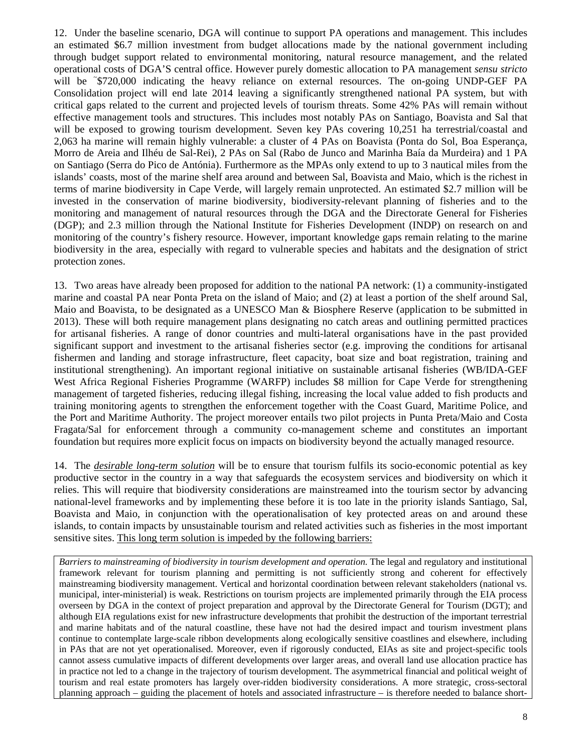12. Under the baseline scenario, DGA will continue to support PA operations and management. This includes an estimated $6.7 million investment from budget allocations made by the national government including through budget support related to environmental monitoring, natural resource management, and the related operational costs of DGA'S central office. However purely domestic allocation to PA management *sensu stricto* will be ˜$720,000 indicating the heavy reliance on external resources. The on-going UNDP-GEF PA Consolidation project will end late 2014 leaving a significantly strengthened national PA system, but with critical gaps related to the current and projected levels of tourism threats. Some 42% PAs will remain without effective management tools and structures. This includes most notably PAs on Santiago, Boavista and Sal that will be exposed to growing tourism development. Seven key PAs covering 10,251 ha terrestrial/coastal and 2,063 ha marine will remain highly vulnerable: a cluster of 4 PAs on Boavista (Ponta do Sol, Boa Esperança, Morro de Areia and Ilhéu de Sal-Rei), 2 PAs on Sal (Rabo de Junco and Marinha Baía da Murdeira) and 1 PA on Santiago (Serra do Pico de Antónia). Furthermore as the MPAs only extend to up to 3 nautical miles from the islands' coasts, most of the marine shelf area around and between Sal, Boavista and Maio, which is the richest in terms of marine biodiversity in Cape Verde, will largely remain unprotected. An estimated $2.7 million will be invested in the conservation of marine biodiversity, biodiversity-relevant planning of fisheries and to the monitoring and management of natural resources through the DGA and the Directorate General for Fisheries (DGP); and 2.3 million through the National Institute for Fisheries Development (INDP) on research on and monitoring of the country's fishery resource. However, important knowledge gaps remain relating to the marine biodiversity in the area, especially with regard to vulnerable species and habitats and the designation of strict protection zones.

13. Two areas have already been proposed for addition to the national PA network: (1) a community-instigated marine and coastal PA near Ponta Preta on the island of Maio; and (2) at least a portion of the shelf around Sal, Maio and Boavista, to be designated as a UNESCO Man & Biosphere Reserve (application to be submitted in 2013). These will both require management plans designating no catch areas and outlining permitted practices for artisanal fisheries. A range of donor countries and multi-lateral organisations have in the past provided significant support and investment to the artisanal fisheries sector (e.g. improving the conditions for artisanal fishermen and landing and storage infrastructure, fleet capacity, boat size and boat registration, training and institutional strengthening). An important regional initiative on sustainable artisanal fisheries (WB/IDA-GEF West Africa Regional Fisheries Programme (WARFP) includes $8 million for Cape Verde for strengthening management of targeted fisheries, reducing illegal fishing, increasing the local value added to fish products and training monitoring agents to strengthen the enforcement together with the Coast Guard, Maritime Police, and the Port and Maritime Authority. The project moreover entails two pilot projects in Punta Preta/Maio and Costa Fragata/Sal for enforcement through a community co-management scheme and constitutes an important foundation but requires more explicit focus on impacts on biodiversity beyond the actually managed resource.

14. The ***desirable long-term solution*** will be to ensure that tourism fulfils its socio-economic potential as key productive sector in the country in a way that safeguards the ecosystem services and biodiversity on which it relies. This will require that biodiversity considerations are mainstreamed into the tourism sector by advancing national-level frameworks and by implementing these before it is too late in the priority islands Santiago, Sal, Boavista and Maio, in conjunction with the operationalisation of key protected areas on and around these islands, to contain impacts by unsustainable tourism and related activities such as fisheries in the most important sensitive sites. This long term solution is impeded by the following barriers:

*Barriers to mainstreaming of biodiversity in tourism development and operation.* The legal and regulatory and institutional framework relevant for tourism planning and permitting is not sufficiently strong and coherent for effectively mainstreaming biodiversity management. Vertical and horizontal coordination between relevant stakeholders (national vs. municipal, inter-ministerial) is weak. Restrictions on tourism projects are implemented primarily through the EIA process overseen by DGA in the context of project preparation and approval by the Directorate General for Tourism (DGT); and although EIA regulations exist for new infrastructure developments that prohibit the destruction of the important terrestrial and marine habitats and of the natural coastline, these have not had the desired impact and tourism investment plans continue to contemplate large-scale ribbon developments along ecologically sensitive coastlines and elsewhere, including in PAs that are not yet operationalised. Moreover, even if rigorously conducted, EIAs as site and project-specific tools cannot assess cumulative impacts of different developments over larger areas, and overall land use allocation practice has in practice not led to a change in the trajectory of tourism development. The asymmetrical financial and political weight of tourism and real estate promoters has largely over-ridden biodiversity considerations. A more strategic, cross-sectoral planning approach – guiding the placement of hotels and associated infrastructure – is therefore needed to balance short-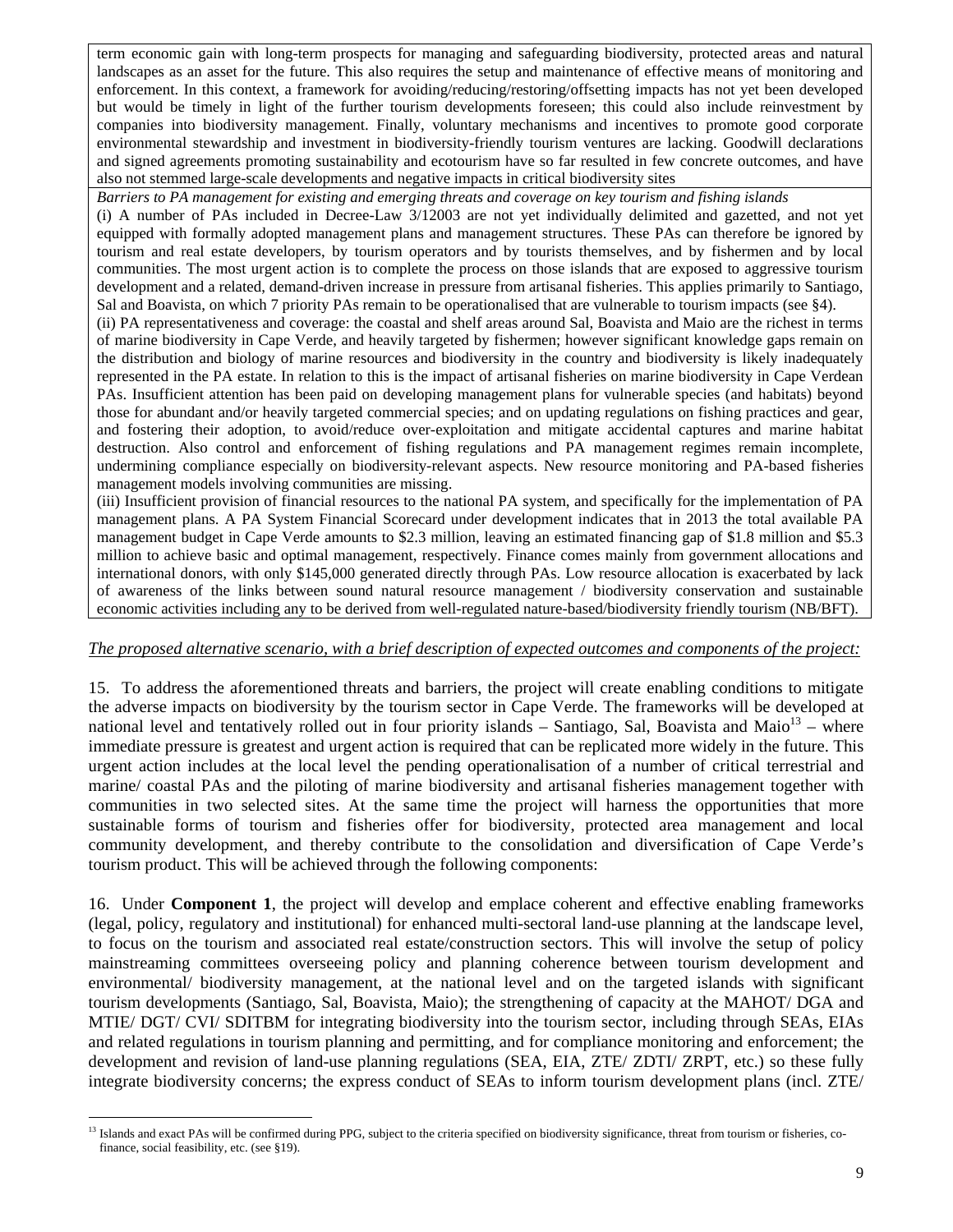term economic gain with long-term prospects for managing and safeguarding biodiversity, protected areas and natural landscapes as an asset for the future. This also requires the setup and maintenance of effective means of monitoring and enforcement. In this context, a framework for avoiding/reducing/restoring/offsetting impacts has not yet been developed but would be timely in light of the further tourism developments foreseen; this could also include reinvestment by companies into biodiversity management. Finally, voluntary mechanisms and incentives to promote good corporate environmental stewardship and investment in biodiversity-friendly tourism ventures are lacking. Goodwill declarations and signed agreements promoting sustainability and ecotourism have so far resulted in few concrete outcomes, and have also not stemmed large-scale developments and negative impacts in critical biodiversity sites

*Barriers to PA management for existing and emerging threats and coverage on key tourism and fishing islands*

(i) A number of PAs included in Decree-Law 3/12003 are not yet individually delimited and gazetted, and not yet equipped with formally adopted management plans and management structures. These PAs can therefore be ignored by tourism and real estate developers, by tourism operators and by tourists themselves, and by fishermen and by local communities. The most urgent action is to complete the process on those islands that are exposed to aggressive tourism development and a related, demand-driven increase in pressure from artisanal fisheries. This applies primarily to Santiago, Sal and Boavista, on which 7 priority PAs remain to be operationalised that are vulnerable to tourism impacts (see §4).

(ii) PA representativeness and coverage: the coastal and shelf areas around Sal, Boavista and Maio are the richest in terms of marine biodiversity in Cape Verde, and heavily targeted by fishermen; however significant knowledge gaps remain on the distribution and biology of marine resources and biodiversity in the country and biodiversity is likely inadequately represented in the PA estate. In relation to this is the impact of artisanal fisheries on marine biodiversity in Cape Verdean PAs. Insufficient attention has been paid on developing management plans for vulnerable species (and habitats) beyond those for abundant and/or heavily targeted commercial species; and on updating regulations on fishing practices and gear, and fostering their adoption, to avoid/reduce over-exploitation and mitigate accidental captures and marine habitat destruction. Also control and enforcement of fishing regulations and PA management regimes remain incomplete, undermining compliance especially on biodiversity-relevant aspects. New resource monitoring and PA-based fisheries management models involving communities are missing.

(iii) Insufficient provision of financial resources to the national PA system, and specifically for the implementation of PA management plans. A PA System Financial Scorecard under development indicates that in 2013 the total available PA management budget in Cape Verde amounts to $2.3 million, leaving an estimated financing gap of $1.8 million and $5.3 million to achieve basic and optimal management, respectively. Finance comes mainly from government allocations and international donors, with only $145,000 generated directly through PAs. Low resource allocation is exacerbated by lack of awareness of the links between sound natural resource management / biodiversity conservation and sustainable economic activities including any to be derived from well-regulated nature-based/biodiversity friendly tourism (NB/BFT).

*The proposed alternative scenario, with a brief description of expected outcomes and components of the project:*

15. To address the aforementioned threats and barriers, the project will create enabling conditions to mitigate the adverse impacts on biodiversity by the tourism sector in Cape Verde. The frameworks will be developed at national level and tentatively rolled out in four priority islands – Santiago, Sal, Boavista and Maio[13] – where immediate pressure is greatest and urgent action is required that can be replicated more widely in the future. This urgent action includes at the local level the pending operationalisation of a number of critical terrestrial and marine/ coastal PAs and the piloting of marine biodiversity and artisanal fisheries management together with communities in two selected sites. At the same time the project will harness the opportunities that more sustainable forms of tourism and fisheries offer for biodiversity, protected area management and local community development, and thereby contribute to the consolidation and diversification of Cape Verde's tourism product. This will be achieved through the following components:

16. Under **Component 1**, the project will develop and emplace coherent and effective enabling frameworks (legal, policy, regulatory and institutional) for enhanced multi-sectoral land-use planning at the landscape level, to focus on the tourism and associated real estate/construction sectors. This will involve the setup of policy mainstreaming committees overseeing policy and planning coherence between tourism development and environmental/ biodiversity management, at the national level and on the targeted islands with significant tourism developments (Santiago, Sal, Boavista, Maio); the strengthening of capacity at the MAHOT/ DGA and MTIE/ DGT/ CVI/ SDITBM for integrating biodiversity into the tourism sector, including through SEAs, EIAs and related regulations in tourism planning and permitting, and for compliance monitoring and enforcement; the development and revision of land-use planning regulations (SEA, EIA, ZTE/ ZDTI/ ZRPT, etc.) so these fully integrate biodiversity concerns; the express conduct of SEAs to inform tourism development plans (incl. ZTE/

[13] Islands and exact PAs will be confirmed during PPG, subject to the criteria specified on biodiversity significance, threat from tourism or fisheries, co-finance, social feasibility, etc. (see §19).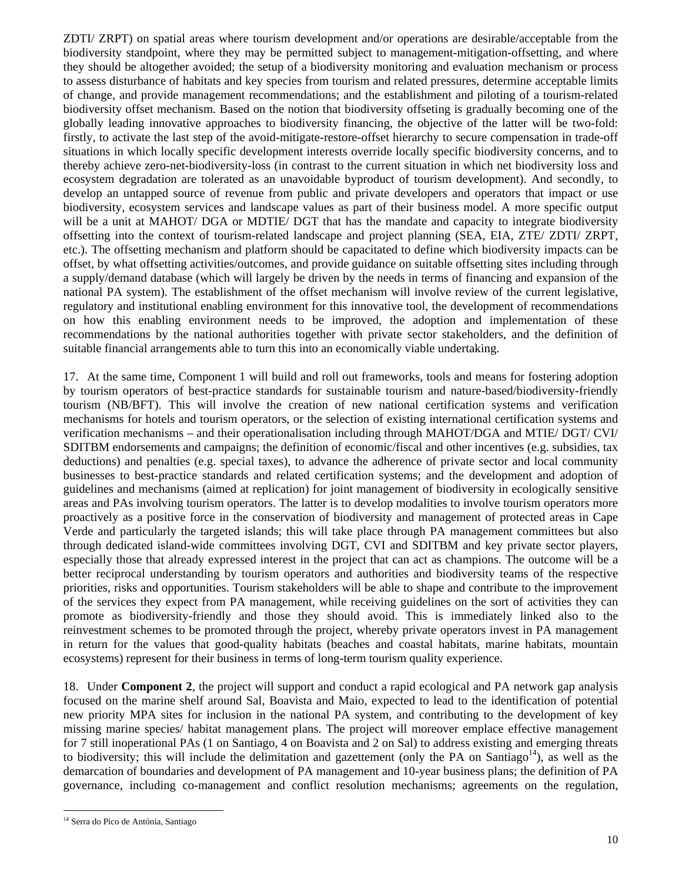ZDTI/ ZRPT) on spatial areas where tourism development and/or operations are desirable/acceptable from the biodiversity standpoint, where they may be permitted subject to management-mitigation-offsetting, and where they should be altogether avoided; the setup of a biodiversity monitoring and evaluation mechanism or process to assess disturbance of habitats and key species from tourism and related pressures, determine acceptable limits of change, and provide management recommendations; and the establishment and piloting of a tourism-related biodiversity offset mechanism. Based on the notion that biodiversity offseting is gradually becoming one of the globally leading innovative approaches to biodiversity financing, the objective of the latter will be two-fold: firstly, to activate the last step of the avoid-mitigate-restore-offset hierarchy to secure compensation in trade-off situations in which locally specific development interests override locally specific biodiversity concerns, and to thereby achieve zero-net-biodiversity-loss (in contrast to the current situation in which net biodiversity loss and ecosystem degradation are tolerated as an unavoidable byproduct of tourism development). And secondly, to develop an untapped source of revenue from public and private developers and operators that impact or use biodiversity, ecosystem services and landscape values as part of their business model. A more specific output will be a unit at MAHOT/ DGA or MDTIE/ DGT that has the mandate and capacity to integrate biodiversity offsetting into the context of tourism-related landscape and project planning (SEA, EIA, ZTE/ ZDTI/ ZRPT, etc.). The offsetting mechanism and platform should be capacitated to define which biodiversity impacts can be offset, by what offsetting activities/outcomes, and provide guidance on suitable offsetting sites including through a supply/demand database (which will largely be driven by the needs in terms of financing and expansion of the national PA system). The establishment of the offset mechanism will involve review of the current legislative, regulatory and institutional enabling environment for this innovative tool, the development of recommendations on how this enabling environment needs to be improved, the adoption and implementation of these recommendations by the national authorities together with private sector stakeholders, and the definition of suitable financial arrangements able to turn this into an economically viable undertaking.

17. At the same time, Component 1 will build and roll out frameworks, tools and means for fostering adoption by tourism operators of best-practice standards for sustainable tourism and nature-based/biodiversity-friendly tourism (NB/BFT). This will involve the creation of new national certification systems and verification mechanisms for hotels and tourism operators, or the selection of existing international certification systems and verification mechanisms – and their operationalisation including through MAHOT/DGA and MTIE/ DGT/ CVI/ SDITBM endorsements and campaigns; the definition of economic/fiscal and other incentives (e.g. subsidies, tax deductions) and penalties (e.g. special taxes), to advance the adherence of private sector and local community businesses to best-practice standards and related certification systems; and the development and adoption of guidelines and mechanisms (aimed at replication) for joint management of biodiversity in ecologically sensitive areas and PAs involving tourism operators. The latter is to develop modalities to involve tourism operators more proactively as a positive force in the conservation of biodiversity and management of protected areas in Cape Verde and particularly the targeted islands; this will take place through PA management committees but also through dedicated island-wide committees involving DGT, CVI and SDITBM and key private sector players, especially those that already expressed interest in the project that can act as champions. The outcome will be a better reciprocal understanding by tourism operators and authorities and biodiversity teams of the respective priorities, risks and opportunities. Tourism stakeholders will be able to shape and contribute to the improvement of the services they expect from PA management, while receiving guidelines on the sort of activities they can promote as biodiversity-friendly and those they should avoid. This is immediately linked also to the reinvestment schemes to be promoted through the project, whereby private operators invest in PA management in return for the values that good-quality habitats (beaches and coastal habitats, marine habitats, mountain ecosystems) represent for their business in terms of long-term tourism quality experience.

18. Under **Component 2**, the project will support and conduct a rapid ecological and PA network gap analysis focused on the marine shelf around Sal, Boavista and Maio, expected to lead to the identification of potential new priority MPA sites for inclusion in the national PA system, and contributing to the development of key missing marine species/ habitat management plans. The project will moreover emplace effective management for 7 still inoperational PAs (1 on Santiago, 4 on Boavista and 2 on Sal) to address existing and emerging threats to biodiversity; this will include the delimitation and gazettement (only the PA on Santiago[14]), as well as the demarcation of boundaries and development of PA management and 10-year business plans; the definition of PA governance, including co-management and conflict resolution mechanisms; agreements on the regulation,

[14] Serra do Pico de Antónia, Santiago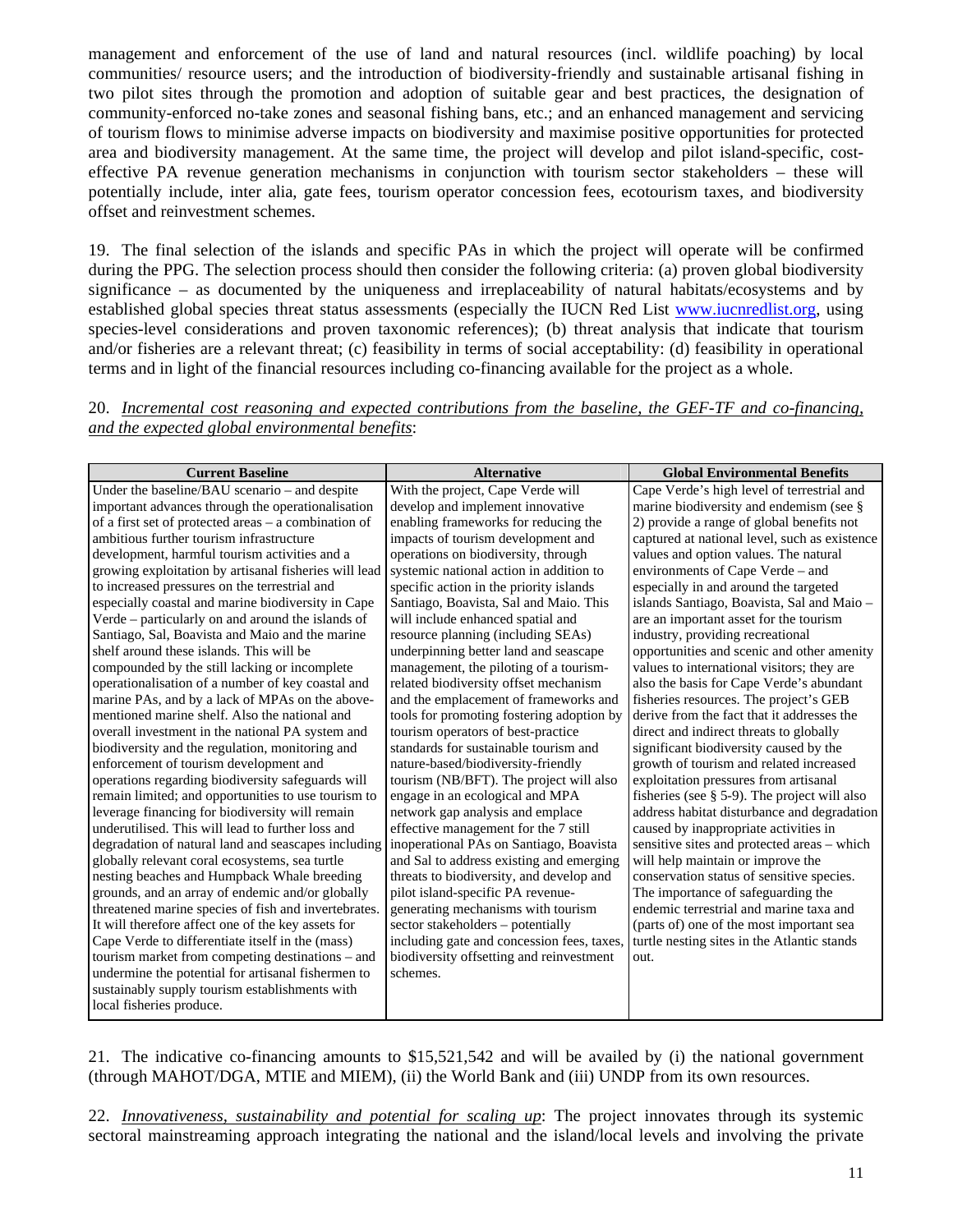management and enforcement of the use of land and natural resources (incl. wildlife poaching) by local communities/ resource users; and the introduction of biodiversity-friendly and sustainable artisanal fishing in two pilot sites through the promotion and adoption of suitable gear and best practices, the designation of community-enforced no-take zones and seasonal fishing bans, etc.; and an enhanced management and servicing of tourism flows to minimise adverse impacts on biodiversity and maximise positive opportunities for protected area and biodiversity management. At the same time, the project will develop and pilot island-specific, cost-effective PA revenue generation mechanisms in conjunction with tourism sector stakeholders – these will potentially include, inter alia, gate fees, tourism operator concession fees, ecotourism taxes, and biodiversity offset and reinvestment schemes.

19. The final selection of the islands and specific PAs in which the project will operate will be confirmed during the PPG. The selection process should then consider the following criteria: (a) proven global biodiversity significance – as documented by the uniqueness and irreplaceability of natural habitats/ecosystems and by established global species threat status assessments (especially the IUCN Red List www.iucnredlist.org, using species-level considerations and proven taxonomic references); (b) threat analysis that indicate that tourism and/or fisheries are a relevant threat; (c) feasibility in terms of social acceptability: (d) feasibility in operational terms and in light of the financial resources including co-financing available for the project as a whole.

20. *Incremental cost reasoning and expected contributions from the baseline, the GEF-TF and co-financing, and the expected global environmental benefits*:

| Current Baseline | Alternative | Global Environmental Benefits |
|---|---|---|
| Under the baseline/BAU scenario – and despite important advances through the operationalisation of a first set of protected areas – a combination of ambitious further tourism infrastructure development, harmful tourism activities and a growing exploitation by artisanal fisheries will lead to increased pressures on the terrestrial and especially coastal and marine biodiversity in Cape Verde – particularly on and around the islands of Santiago, Sal, Boavista and Maio and the marine shelf around these islands. This will be compounded by the still lacking or incomplete operationalisation of a number of key coastal and marine PAs, and by a lack of MPAs on the above-mentioned marine shelf. Also the national and overall investment in the national PA system and biodiversity and the regulation, monitoring and enforcement of tourism development and operations regarding biodiversity safeguards will remain limited; and opportunities to use tourism to leverage financing for biodiversity will remain underutilised. This will lead to further loss and degradation of natural land and seascapes including globally relevant coral ecosystems, sea turtle nesting beaches and Humpback Whale breeding grounds, and an array of endemic and/or globally threatened marine species of fish and invertebrates. It will therefore affect one of the key assets for Cape Verde to differentiate itself in the (mass) tourism market from competing destinations – and undermine the potential for artisanal fishermen to sustainably supply tourism establishments with local fisheries produce. | With the project, Cape Verde will develop and implement innovative enabling frameworks for reducing the impacts of tourism development and operations on biodiversity, through systemic national action in addition to specific action in the priority islands Santiago, Boavista, Sal and Maio. This will include enhanced spatial and resource planning (including SEAs) underpinning better land and seascape management, the piloting of a tourism-related biodiversity offset mechanism and the emplacement of frameworks and tools for promoting fostering adoption by tourism operators of best-practice standards for sustainable tourism and nature-based/biodiversity-friendly tourism (NB/BFT). The project will also engage in an ecological and MPA network gap analysis and emplace effective management for the 7 still inoperational PAs on Santiago, Boavista and Sal to address existing and emerging threats to biodiversity, and develop and pilot island-specific PA revenue-generating mechanisms with tourism sector stakeholders – potentially including gate and concession fees, taxes, biodiversity offsetting and reinvestment schemes. | Cape Verde's high level of terrestrial and marine biodiversity and endemism (see § 2) provide a range of global benefits not captured at national level, such as existence values and option values. The natural environments of Cape Verde – and especially in and around the targeted islands Santiago, Boavista, Sal and Maio – are an important asset for the tourism industry, providing recreational opportunities and scenic and other amenity values to international visitors; they are also the basis for Cape Verde's abundant fisheries resources. The project's GEB derive from the fact that it addresses the direct and indirect threats to globally significant biodiversity caused by the growth of tourism and related increased exploitation pressures from artisanal fisheries (see § 5-9). The project will also address habitat disturbance and degradation caused by inappropriate activities in sensitive sites and protected areas – which will help maintain or improve the conservation status of sensitive species. The importance of safeguarding the endemic terrestrial and marine taxa and (parts of) one of the most important sea turtle nesting sites in the Atlantic stands out. |

21. The indicative co-financing amounts to $15,521,542 and will be availed by (i) the national government (through MAHOT/DGA, MTIE and MIEM), (ii) the World Bank and (iii) UNDP from its own resources.

22. *Innovativeness, sustainability and potential for scaling up*: The project innovates through its systemic sectoral mainstreaming approach integrating the national and the island/local levels and involving the private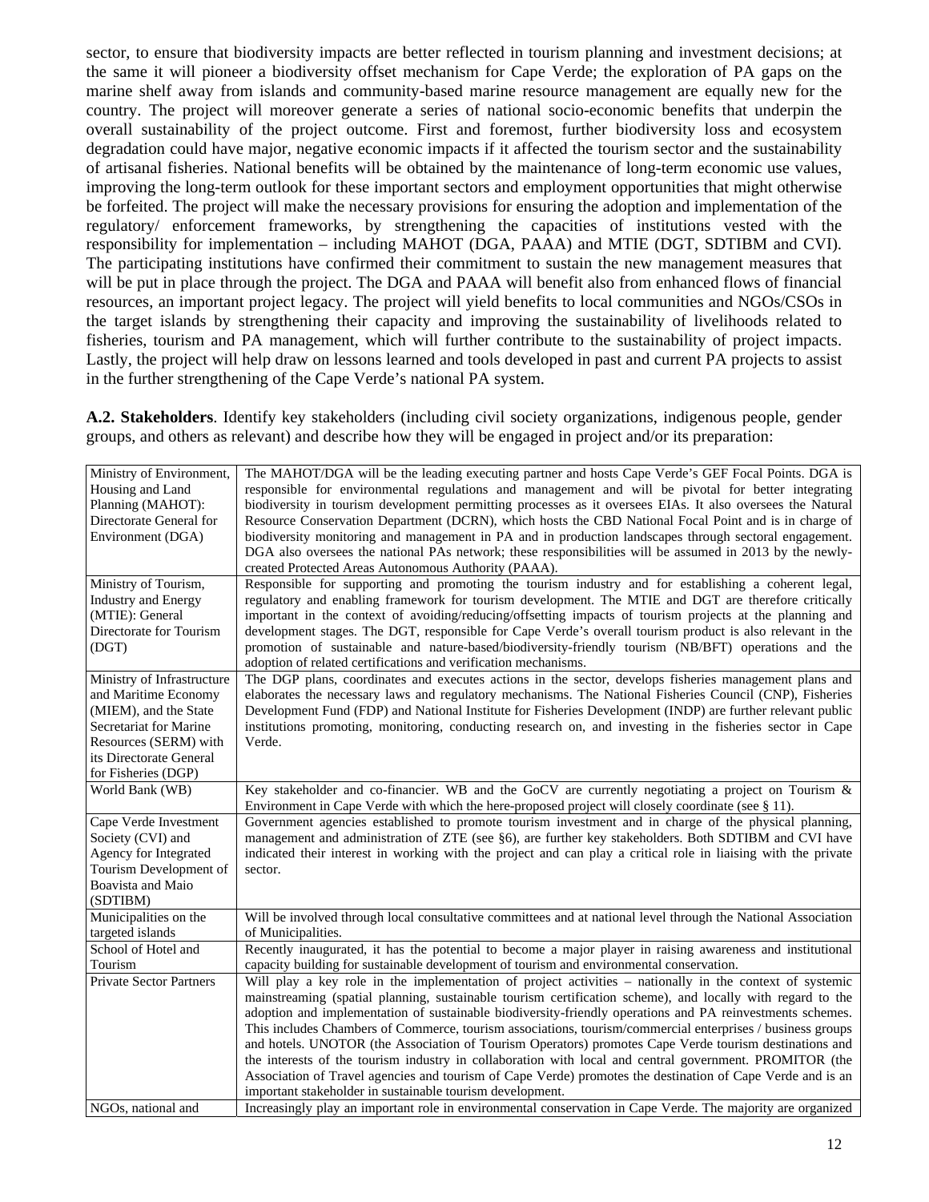sector, to ensure that biodiversity impacts are better reflected in tourism planning and investment decisions; at the same it will pioneer a biodiversity offset mechanism for Cape Verde; the exploration of PA gaps on the marine shelf away from islands and community-based marine resource management are equally new for the country. The project will moreover generate a series of national socio-economic benefits that underpin the overall sustainability of the project outcome. First and foremost, further biodiversity loss and ecosystem degradation could have major, negative economic impacts if it affected the tourism sector and the sustainability of artisanal fisheries. National benefits will be obtained by the maintenance of long-term economic use values, improving the long-term outlook for these important sectors and employment opportunities that might otherwise be forfeited. The project will make the necessary provisions for ensuring the adoption and implementation of the regulatory/ enforcement frameworks, by strengthening the capacities of institutions vested with the responsibility for implementation – including MAHOT (DGA, PAAA) and MTIE (DGT, SDTIBM and CVI). The participating institutions have confirmed their commitment to sustain the new management measures that will be put in place through the project. The DGA and PAAA will benefit also from enhanced flows of financial resources, an important project legacy. The project will yield benefits to local communities and NGOs/CSOs in the target islands by strengthening their capacity and improving the sustainability of livelihoods related to fisheries, tourism and PA management, which will further contribute to the sustainability of project impacts. Lastly, the project will help draw on lessons learned and tools developed in past and current PA projects to assist in the further strengthening of the Cape Verde's national PA system.

**A.2. Stakeholders**. Identify key stakeholders (including civil society organizations, indigenous people, gender groups, and others as relevant) and describe how they will be engaged in project and/or its preparation:

| | |
|---|---|
| Ministry of Environment, Housing and Land Planning (MAHOT): Directorate General for Environment (DGA) | The MAHOT/DGA will be the leading executing partner and hosts Cape Verde's GEF Focal Points. DGA is responsible for environmental regulations and management and will be pivotal for better integrating biodiversity in tourism development permitting processes as it oversees EIAs. It also oversees the Natural Resource Conservation Department (DCRN), which hosts the CBD National Focal Point and is in charge of biodiversity monitoring and management in PA and in production landscapes through sectoral engagement. DGA also oversees the national PAs network; these responsibilities will be assumed in 2013 by the newly-created Protected Areas Autonomous Authority (PAAA). |
| Ministry of Tourism, Industry and Energy (MTIE): General Directorate for Tourism (DGT) | Responsible for supporting and promoting the tourism industry and for establishing a coherent legal, regulatory and enabling framework for tourism development. The MTIE and DGT are therefore critically important in the context of avoiding/reducing/offsetting impacts of tourism projects at the planning and development stages. The DGT, responsible for Cape Verde's overall tourism product is also relevant in the promotion of sustainable and nature-based/biodiversity-friendly tourism (NB/BFT) operations and the adoption of related certifications and verification mechanisms. |
| Ministry of Infrastructure and Maritime Economy (MIEM), and the State Secretariat for Marine Resources (SERM) with its Directorate General for Fisheries (DGP) | The DGP plans, coordinates and executes actions in the sector, develops fisheries management plans and elaborates the necessary laws and regulatory mechanisms. The National Fisheries Council (CNP), Fisheries Development Fund (FDP) and National Institute for Fisheries Development (INDP) are further relevant public institutions promoting, monitoring, conducting research on, and investing in the fisheries sector in Cape Verde. |
| World Bank (WB) | Key stakeholder and co-financier. WB and the GoCV are currently negotiating a project on Tourism & Environment in Cape Verde with which the here-proposed project will closely coordinate (see § 11). |
| Cape Verde Investment Society (CVI) and Agency for Integrated Tourism Development of Boavista and Maio (SDTIBM) | Government agencies established to promote tourism investment and in charge of the physical planning, management and administration of ZTE (see §6), are further key stakeholders. Both SDTIBM and CVI have indicated their interest in working with the project and can play a critical role in liaising with the private sector. |
| Municipalities on the targeted islands | Will be involved through local consultative committees and at national level through the National Association of Municipalities. |
| School of Hotel and Tourism | Recently inaugurated, it has the potential to become a major player in raising awareness and institutional capacity building for sustainable development of tourism and environmental conservation. |
| Private Sector Partners | Will play a key role in the implementation of project activities – nationally in the context of systemic mainstreaming (spatial planning, sustainable tourism certification scheme), and locally with regard to the adoption and implementation of sustainable biodiversity-friendly operations and PA reinvestments schemes. This includes Chambers of Commerce, tourism associations, tourism/commercial enterprises / business groups and hotels. UNOTOR (the Association of Tourism Operators) promotes Cape Verde tourism destinations and the interests of the tourism industry in collaboration with local and central government. PROMITOR (the Association of Travel agencies and tourism of Cape Verde) promotes the destination of Cape Verde and is an important stakeholder in sustainable tourism development. |
| NGOs, national and | Increasingly play an important role in environmental conservation in Cape Verde. The majority are organized |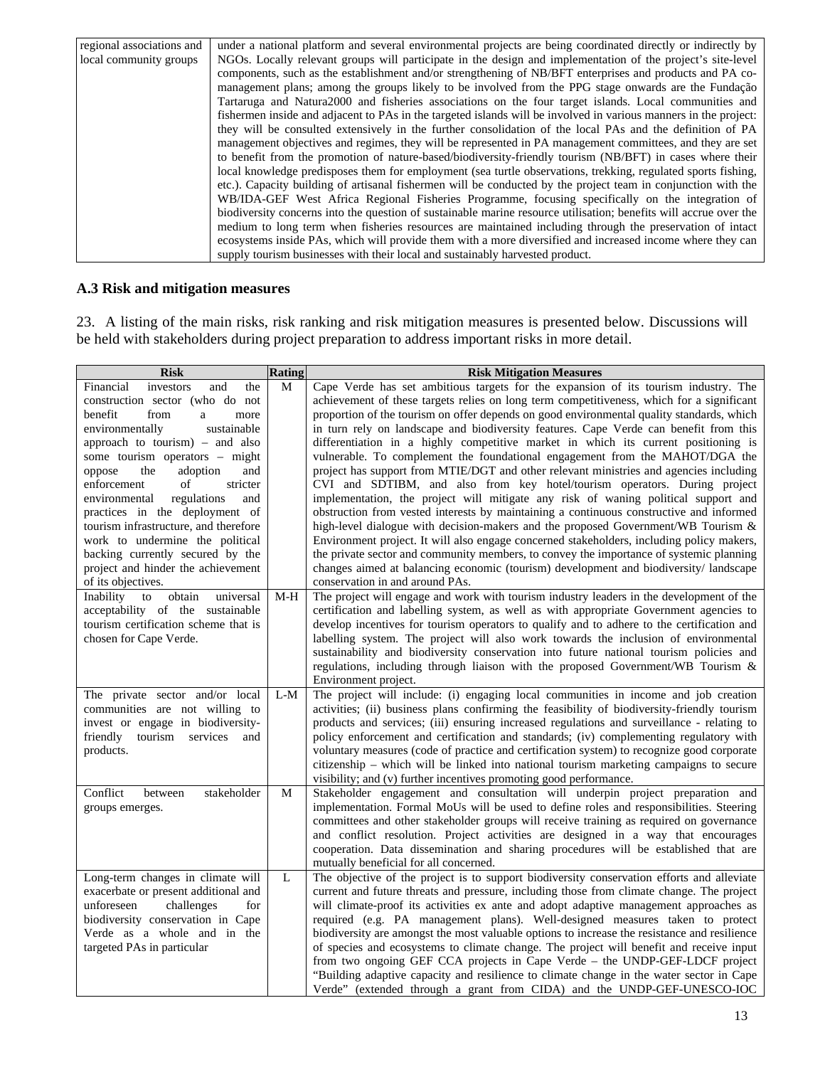| | |
|---|---|
| regional associations and local community groups | under a national platform and several environmental projects are being coordinated directly or indirectly by NGOs. Locally relevant groups will participate in the design and implementation of the project's site-level components, such as the establishment and/or strengthening of NB/BFT enterprises and products and PA co-management plans; among the groups likely to be involved from the PPG stage onwards are the Fundação Tartaruga and Natura2000 and fisheries associations on the four target islands. Local communities and fishermen inside and adjacent to PAs in the targeted islands will be involved in various manners in the project: they will be consulted extensively in the further consolidation of the local PAs and the definition of PA management objectives and regimes, they will be represented in PA management committees, and they are set to benefit from the promotion of nature-based/biodiversity-friendly tourism (NB/BFT) in cases where their local knowledge predisposes them for employment (sea turtle observations, trekking, regulated sports fishing, etc.). Capacity building of artisanal fishermen will be conducted by the project team in conjunction with the WB/IDA-GEF West Africa Regional Fisheries Programme, focusing specifically on the integration of biodiversity concerns into the question of sustainable marine resource utilisation; benefits will accrue over the medium to long term when fisheries resources are maintained including through the preservation of intact ecosystems inside PAs, which will provide them with a more diversified and increased income where they can supply tourism businesses with their local and sustainably harvested product. |

### A.3 Risk and mitigation measures

23. A listing of the main risks, risk ranking and risk mitigation measures is presented below. Discussions will be held with stakeholders during project preparation to address important risks in more detail.

| Risk | Rating | Risk Mitigation Measures |
|---|---|---|
| Financial investors and the construction sector (who do not benefit from a more environmentally sustainable approach to tourism) – and also some tourism operators – might oppose the adoption and enforcement of stricter environmental regulations and practices in the deployment of tourism infrastructure, and therefore work to undermine the political backing currently secured by the project and hinder the achievement of its objectives. | M | Cape Verde has set ambitious targets for the expansion of its tourism industry. The achievement of these targets relies on long term competitiveness, which for a significant proportion of the tourism on offer depends on good environmental quality standards, which in turn rely on landscape and biodiversity features. Cape Verde can benefit from this differentiation in a highly competitive market in which its current positioning is vulnerable. To complement the foundational engagement from the MAHOT/DGA the project has support from MTIE/DGT and other relevant ministries and agencies including CVI and SDTIBM, and also from key hotel/tourism operators. During project implementation, the project will mitigate any risk of waning political support and obstruction from vested interests by maintaining a continuous constructive and informed high-level dialogue with decision-makers and the proposed Government/WB Tourism & Environment project. It will also engage concerned stakeholders, including policy makers, the private sector and community members, to convey the importance of systemic planning changes aimed at balancing economic (tourism) development and biodiversity/ landscape conservation in and around PAs. |
| Inability to obtain universal acceptability of the sustainable tourism certification scheme that is chosen for Cape Verde. | M-H | The project will engage and work with tourism industry leaders in the development of the certification and labelling system, as well as with appropriate Government agencies to develop incentives for tourism operators to qualify and to adhere to the certification and labelling system. The project will also work towards the inclusion of environmental sustainability and biodiversity conservation into future national tourism policies and regulations, including through liaison with the proposed Government/WB Tourism & Environment project. |
| The private sector and/or local communities are not willing to invest or engage in biodiversity-friendly tourism services and products. | L-M | The project will include: (i) engaging local communities in income and job creation activities; (ii) business plans confirming the feasibility of biodiversity-friendly tourism products and services; (iii) ensuring increased regulations and surveillance - relating to policy enforcement and certification and standards; (iv) complementing regulatory with voluntary measures (code of practice and certification system) to recognize good corporate citizenship – which will be linked into national tourism marketing campaigns to secure visibility; and (v) further incentives promoting good performance. |
| Conflict between stakeholder groups emerges. | M | Stakeholder engagement and consultation will underpin project preparation and implementation. Formal MoUs will be used to define roles and responsibilities. Steering committees and other stakeholder groups will receive training as required on governance and conflict resolution. Project activities are designed in a way that encourages cooperation. Data dissemination and sharing procedures will be established that are mutually beneficial for all concerned. |
| Long-term changes in climate will exacerbate or present additional and unforeseen challenges for biodiversity conservation in Cape Verde as a whole and in the targeted PAs in particular | L | The objective of the project is to support biodiversity conservation efforts and alleviate current and future threats and pressure, including those from climate change. The project will climate-proof its activities ex ante and adopt adaptive management approaches as required (e.g. PA management plans). Well-designed measures taken to protect biodiversity are amongst the most valuable options to increase the resistance and resilience of species and ecosystems to climate change. The project will benefit and receive input from two ongoing GEF CCA projects in Cape Verde – the UNDP-GEF-LDCF project "Building adaptive capacity and resilience to climate change in the water sector in Cape Verde" (extended through a grant from CIDA) and the UNDP-GEF-UNESCO-IOC |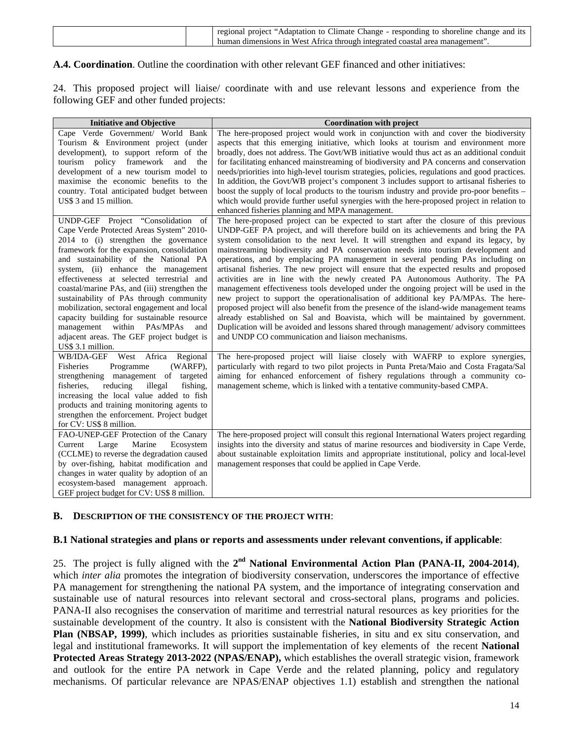| | | regional project "Adaptation to Climate Change - responding to shoreline change and its human dimensions in West Africa through integrated coastal area management". |
|---|---|---|

**A.4. Coordination**. Outline the coordination with other relevant GEF financed and other initiatives:

24. This proposed project will liaise/ coordinate with and use relevant lessons and experience from the following GEF and other funded projects:

| Initiative and Objective | Coordination with project |
|---|---|
| Cape Verde Government/ World Bank Tourism & Environment project (under development), to support reform of the tourism policy framework and the development of a new tourism model to maximise the economic benefits to the country. Total anticipated budget between US$ 3 and 15 million. | The here-proposed project would work in conjunction with and cover the biodiversity aspects that this emerging initiative, which looks at tourism and environment more broadly, does not address. The Govt/WB initiative would thus act as an additional conduit for facilitating enhanced mainstreaming of biodiversity and PA concerns and conservation needs/priorities into high-level tourism strategies, policies, regulations and good practices. In addition, the Govt/WB project's component 3 includes support to artisanal fisheries to boost the supply of local products to the tourism industry and provide pro-poor benefits – which would provide further useful synergies with the here-proposed project in relation to enhanced fisheries planning and MPA management. |
| UNDP-GEF Project "Consolidation of Cape Verde Protected Areas System" 2010-2014 to (i) strengthen the governance framework for the expansion, consolidation and sustainability of the National PA system, (ii) enhance the management effectiveness at selected terrestrial and coastal/marine PAs, and (iii) strengthen the sustainability of PAs through community mobilization, sectoral engagement and local capacity building for sustainable resource management within PAs/MPAs and adjacent areas. The GEF project budget is US$ 3.1 million. | The here-proposed project can be expected to start after the closure of this previous UNDP-GEF PA project, and will therefore build on its achievements and bring the PA system consolidation to the next level. It will strengthen and expand its legacy, by mainstreaming biodiversity and PA conservation needs into tourism development and operations, and by emplacing PA management in several pending PAs including on artisanal fisheries. The new project will ensure that the expected results and proposed activities are in line with the newly created PA Autonomous Authority. The PA management effectiveness tools developed under the ongoing project will be used in the new project to support the operationalisation of additional key PA/MPAs. The here-proposed project will also benefit from the presence of the island-wide management teams already established on Sal and Boavista, which will be maintained by government. Duplication will be avoided and lessons shared through management/ advisory committees and UNDP CO communication and liaison mechanisms. |
| WB/IDA-GEF West Africa Regional Fisheries Programme (WARFP), strengthening management of targeted fisheries, reducing illegal fishing, increasing the local value added to fish products and training monitoring agents to strengthen the enforcement. Project budget for CV: US$ 8 million. | The here-proposed project will liaise closely with WAFRP to explore synergies, particularly with regard to two pilot projects in Punta Preta/Maio and Costa Fragata/Sal aiming for enhanced enforcement of fishery regulations through a community co-management scheme, which is linked with a tentative community-based CMPA. |
| FAO-UNEP-GEF Protection of the Canary Current Large Marine Ecosystem (CCLME) to reverse the degradation caused by over-fishing, habitat modification and changes in water quality by adoption of an ecosystem-based management approach. GEF project budget for CV: US$ 8 million. | The here-proposed project will consult this regional International Waters project regarding insights into the diversity and status of marine resources and biodiversity in Cape Verde, about sustainable exploitation limits and appropriate institutional, policy and local-level management responses that could be applied in Cape Verde. |

**B. DESCRIPTION OF THE CONSISTENCY OF THE PROJECT WITH**:

**B.1 National strategies and plans or reports and assessments under relevant conventions, if applicable**:

25. The project is fully aligned with the **2nd National Environmental Action Plan (PANA-II, 2004-2014)**, which *inter alia* promotes the integration of biodiversity conservation, underscores the importance of effective PA management for strengthening the national PA system, and the importance of integrating conservation and sustainable use of natural resources into relevant sectoral and cross-sectoral plans, programs and policies. PANA-II also recognises the conservation of maritime and terrestrial natural resources as key priorities for the sustainable development of the country. It also is consistent with the **National Biodiversity Strategic Action Plan (NBSAP, 1999)**, which includes as priorities sustainable fisheries, in situ and ex situ conservation, and legal and institutional frameworks. It will support the implementation of key elements of the recent **National Protected Areas Strategy 2013-2022 (NPAS/ENAP),** which establishes the overall strategic vision, framework and outlook for the entire PA network in Cape Verde and the related planning, policy and regulatory mechanisms. Of particular relevance are NPAS/ENAP objectives 1.1) establish and strengthen the national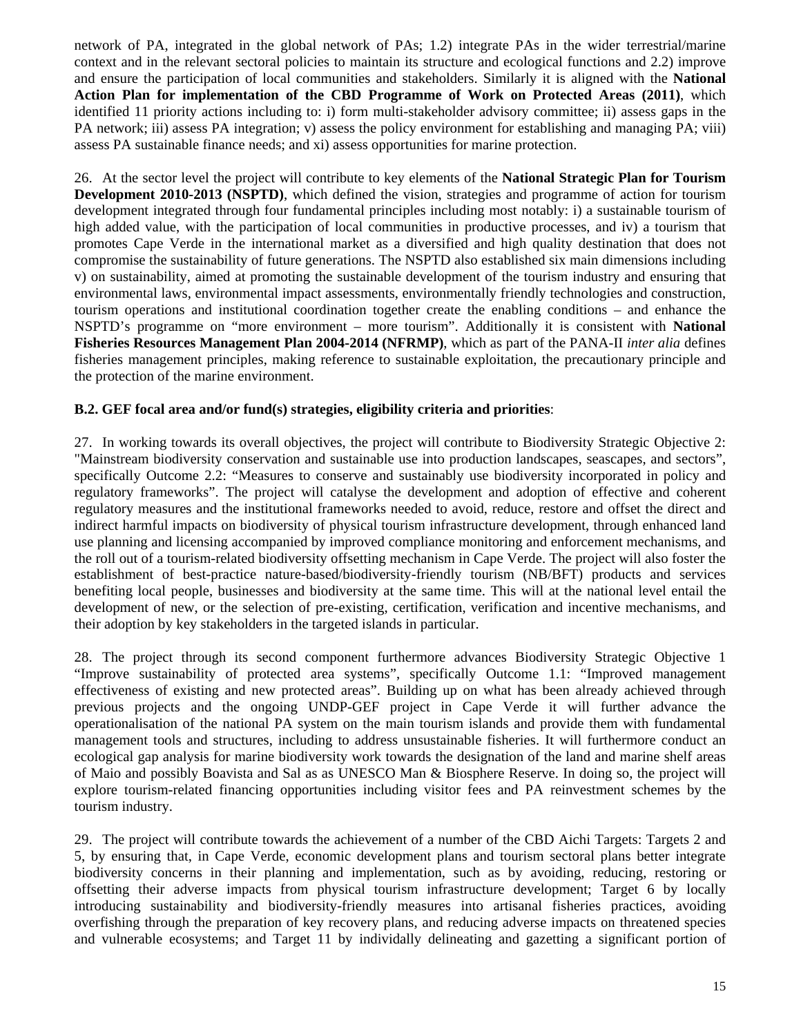network of PA, integrated in the global network of PAs; 1.2) integrate PAs in the wider terrestrial/marine context and in the relevant sectoral policies to maintain its structure and ecological functions and 2.2) improve and ensure the participation of local communities and stakeholders. Similarly it is aligned with the **National Action Plan for implementation of the CBD Programme of Work on Protected Areas (2011)**, which identified 11 priority actions including to: i) form multi-stakeholder advisory committee; ii) assess gaps in the PA network; iii) assess PA integration; v) assess the policy environment for establishing and managing PA; viii) assess PA sustainable finance needs; and xi) assess opportunities for marine protection.

26. At the sector level the project will contribute to key elements of the **National Strategic Plan for Tourism Development 2010-2013 (NSPTD)**, which defined the vision, strategies and programme of action for tourism development integrated through four fundamental principles including most notably: i) a sustainable tourism of high added value, with the participation of local communities in productive processes, and iv) a tourism that promotes Cape Verde in the international market as a diversified and high quality destination that does not compromise the sustainability of future generations. The NSPTD also established six main dimensions including v) on sustainability, aimed at promoting the sustainable development of the tourism industry and ensuring that environmental laws, environmental impact assessments, environmentally friendly technologies and construction, tourism operations and institutional coordination together create the enabling conditions – and enhance the NSPTD's programme on "more environment – more tourism". Additionally it is consistent with **National Fisheries Resources Management Plan 2004-2014 (NFRMP)**, which as part of the PANA-II *inter alia* defines fisheries management principles, making reference to sustainable exploitation, the precautionary principle and the protection of the marine environment.

**B.2. GEF focal area and/or fund(s) strategies, eligibility criteria and priorities**:

27. In working towards its overall objectives, the project will contribute to Biodiversity Strategic Objective 2: "Mainstream biodiversity conservation and sustainable use into production landscapes, seascapes, and sectors", specifically Outcome 2.2: "Measures to conserve and sustainably use biodiversity incorporated in policy and regulatory frameworks". The project will catalyse the development and adoption of effective and coherent regulatory measures and the institutional frameworks needed to avoid, reduce, restore and offset the direct and indirect harmful impacts on biodiversity of physical tourism infrastructure development, through enhanced land use planning and licensing accompanied by improved compliance monitoring and enforcement mechanisms, and the roll out of a tourism-related biodiversity offsetting mechanism in Cape Verde. The project will also foster the establishment of best-practice nature-based/biodiversity-friendly tourism (NB/BFT) products and services benefiting local people, businesses and biodiversity at the same time. This will at the national level entail the development of new, or the selection of pre-existing, certification, verification and incentive mechanisms, and their adoption by key stakeholders in the targeted islands in particular.

28. The project through its second component furthermore advances Biodiversity Strategic Objective 1 "Improve sustainability of protected area systems", specifically Outcome 1.1: "Improved management effectiveness of existing and new protected areas". Building up on what has been already achieved through previous projects and the ongoing UNDP-GEF project in Cape Verde it will further advance the operationalisation of the national PA system on the main tourism islands and provide them with fundamental management tools and structures, including to address unsustainable fisheries. It will furthermore conduct an ecological gap analysis for marine biodiversity work towards the designation of the land and marine shelf areas of Maio and possibly Boavista and Sal as as UNESCO Man & Biosphere Reserve. In doing so, the project will explore tourism-related financing opportunities including visitor fees and PA reinvestment schemes by the tourism industry.

29. The project will contribute towards the achievement of a number of the CBD Aichi Targets: Targets 2 and 5, by ensuring that, in Cape Verde, economic development plans and tourism sectoral plans better integrate biodiversity concerns in their planning and implementation, such as by avoiding, reducing, restoring or offsetting their adverse impacts from physical tourism infrastructure development; Target 6 by locally introducing sustainability and biodiversity-friendly measures into artisanal fisheries practices, avoiding overfishing through the preparation of key recovery plans, and reducing adverse impacts on threatened species and vulnerable ecosystems; and Target 11 by individually delineating and gazetting a significant portion of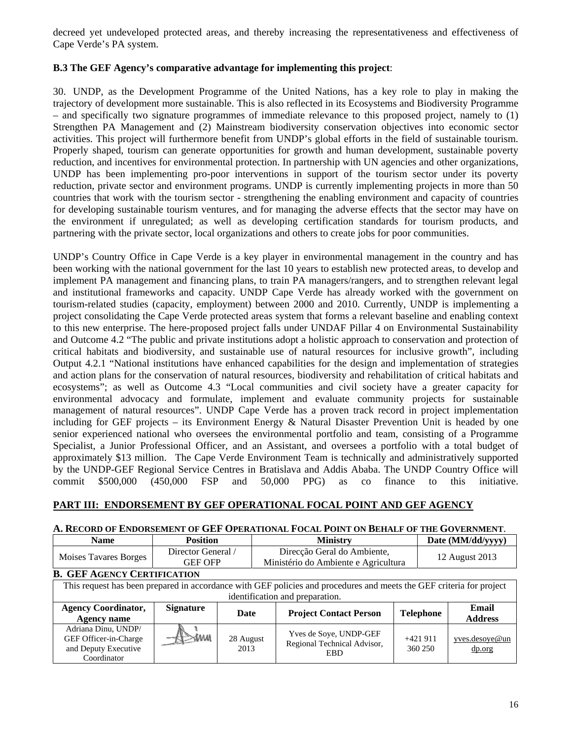decreed yet undeveloped protected areas, and thereby increasing the representativeness and effectiveness of Cape Verde's PA system.

**B.3 The GEF Agency's comparative advantage for implementing this project**:

30. UNDP, as the Development Programme of the United Nations, has a key role to play in making the trajectory of development more sustainable. This is also reflected in its Ecosystems and Biodiversity Programme – and specifically two signature programmes of immediate relevance to this proposed project, namely to (1) Strengthen PA Management and (2) Mainstream biodiversity conservation objectives into economic sector activities. This project will furthermore benefit from UNDP's global efforts in the field of sustainable tourism. Properly shaped, tourism can generate opportunities for growth and human development, sustainable poverty reduction, and incentives for environmental protection. In partnership with UN agencies and other organizations, UNDP has been implementing pro-poor interventions in support of the tourism sector under its poverty reduction, private sector and environment programs. UNDP is currently implementing projects in more than 50 countries that work with the tourism sector - strengthening the enabling environment and capacity of countries for developing sustainable tourism ventures, and for managing the adverse effects that the sector may have on the environment if unregulated; as well as developing certification standards for tourism products, and partnering with the private sector, local organizations and others to create jobs for poor communities.

UNDP's Country Office in Cape Verde is a key player in environmental management in the country and has been working with the national government for the last 10 years to establish new protected areas, to develop and implement PA management and financing plans, to train PA managers/rangers, and to strengthen relevant legal and institutional frameworks and capacity. UNDP Cape Verde has already worked with the government on tourism-related studies (capacity, employment) between 2000 and 2010. Currently, UNDP is implementing a project consolidating the Cape Verde protected areas system that forms a relevant baseline and enabling context to this new enterprise. The here-proposed project falls under UNDAF Pillar 4 on Environmental Sustainability and Outcome 4.2 "The public and private institutions adopt a holistic approach to conservation and protection of critical habitats and biodiversity, and sustainable use of natural resources for inclusive growth", including Output 4.2.1 "National institutions have enhanced capabilities for the design and implementation of strategies and action plans for the conservation of natural resources, biodiversity and rehabilitation of critical habitats and ecosystems"; as well as Outcome 4.3 "Local communities and civil society have a greater capacity for environmental advocacy and formulate, implement and evaluate community projects for sustainable management of natural resources". UNDP Cape Verde has a proven track record in project implementation including for GEF projects – its Environment Energy & Natural Disaster Prevention Unit is headed by one senior experienced national who oversees the environmental portfolio and team, consisting of a Programme Specialist, a Junior Professional Officer, and an Assistant, and oversees a portfolio with a total budget of approximately $13 million. The Cape Verde Environment Team is technically and administratively supported by the UNDP-GEF Regional Service Centres in Bratislava and Addis Ababa. The UNDP Country Office will commit $500,000 (450,000 FSP and 50,000 PPG) as co finance to this initiative.

## PART III: ENDORSEMENT BY GEF OPERATIONAL FOCAL POINT AND GEF AGENCY

**A. Record of Endorsement of GEF Operational Focal Point on Behalf of the Government.**

| Name | Position | Ministry | Date (MM/dd/yyyy) |
|---|---|---|---|
| Moises Tavares Borges | Director General / GEF OFP | Direcção Geral do Ambiente, Ministério do Ambiente e Agricultura | 12 August 2013 |

**B. GEF Agency Certification**

This request has been prepared in accordance with GEF policies and procedures and meets the GEF criteria for project identification and preparation.

| Agency Coordinator, Agency name | Signature | Date | Project Contact Person | Telephone | Email Address |
|---|---|---|---|---|---|
| Adriana Dinu, UNDP/ GEF Officer-in-Charge and Deputy Executive Coordinator | | 28 August 2013 | Yves de Soye, UNDP-GEF Regional Technical Advisor, EBD | +421 911 360 250 | yves.desoye@undp.org |